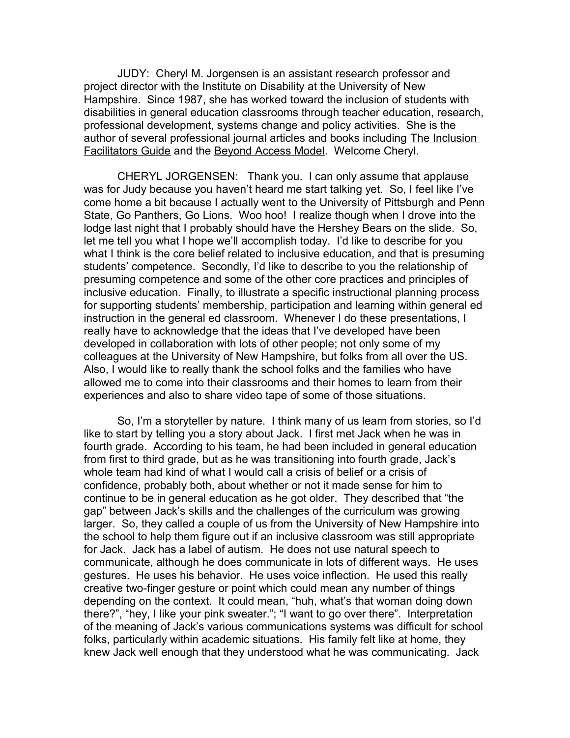JUDY: Cheryl M. Jorgensen is an assistant research professor and project director with the Institute on Disability at the University of New Hampshire. Since 1987, she has worked toward the inclusion of students with disabilities in general education classrooms through teacher education, research, professional development, systems change and policy activities. She is the author of several professional journal articles and books including <u>The Inclusion Facilitators Guide</u> and the <u>Beyond Access Model</u>. Welcome Cheryl.

CHERYL JORGENSEN: Thank you. I can only assume that applause was for Judy because you haven't heard me start talking yet. So, I feel like I've come home a bit because I actually went to the University of Pittsburgh and Penn State, Go Panthers, Go Lions. Woo hoo! I realize though when I drove into the lodge last night that I probably should have the Hershey Bears on the slide. So, let me tell you what I hope we'll accomplish today. I'd like to describe for you what I think is the core belief related to inclusive education, and that is presuming students' competence. Secondly, I'd like to describe to you the relationship of presuming competence and some of the other core practices and principles of inclusive education. Finally, to illustrate a specific instructional planning process for supporting students' membership, participation and learning within general ed instruction in the general ed classroom. Whenever I do these presentations, I really have to acknowledge that the ideas that I've developed have been developed in collaboration with lots of other people; not only some of my colleagues at the University of New Hampshire, but folks from all over the US. Also, I would like to really thank the school folks and the families who have allowed me to come into their classrooms and their homes to learn from their experiences and also to share video tape of some of those situations.

So, I'm a storyteller by nature. I think many of us learn from stories, so I'd like to start by telling you a story about Jack. I first met Jack when he was in fourth grade. According to his team, he had been included in general education from first to third grade, but as he was transitioning into fourth grade, Jack's whole team had kind of what I would call a crisis of belief or a crisis of confidence, probably both, about whether or not it made sense for him to continue to be in general education as he got older. They described that "the gap" between Jack's skills and the challenges of the curriculum was growing larger. So, they called a couple of us from the University of New Hampshire into the school to help them figure out if an inclusive classroom was still appropriate for Jack. Jack has a label of autism. He does not use natural speech to communicate, although he does communicate in lots of different ways. He uses gestures. He uses his behavior. He uses voice inflection. He used this really creative two-finger gesture or point which could mean any number of things depending on the context. It could mean, "huh, what's that woman doing down there?", "hey, I like your pink sweater."; "I want to go over there". Interpretation of the meaning of Jack's various communications systems was difficult for school folks, particularly within academic situations. His family felt like at home, they knew Jack well enough that they understood what he was communicating. Jack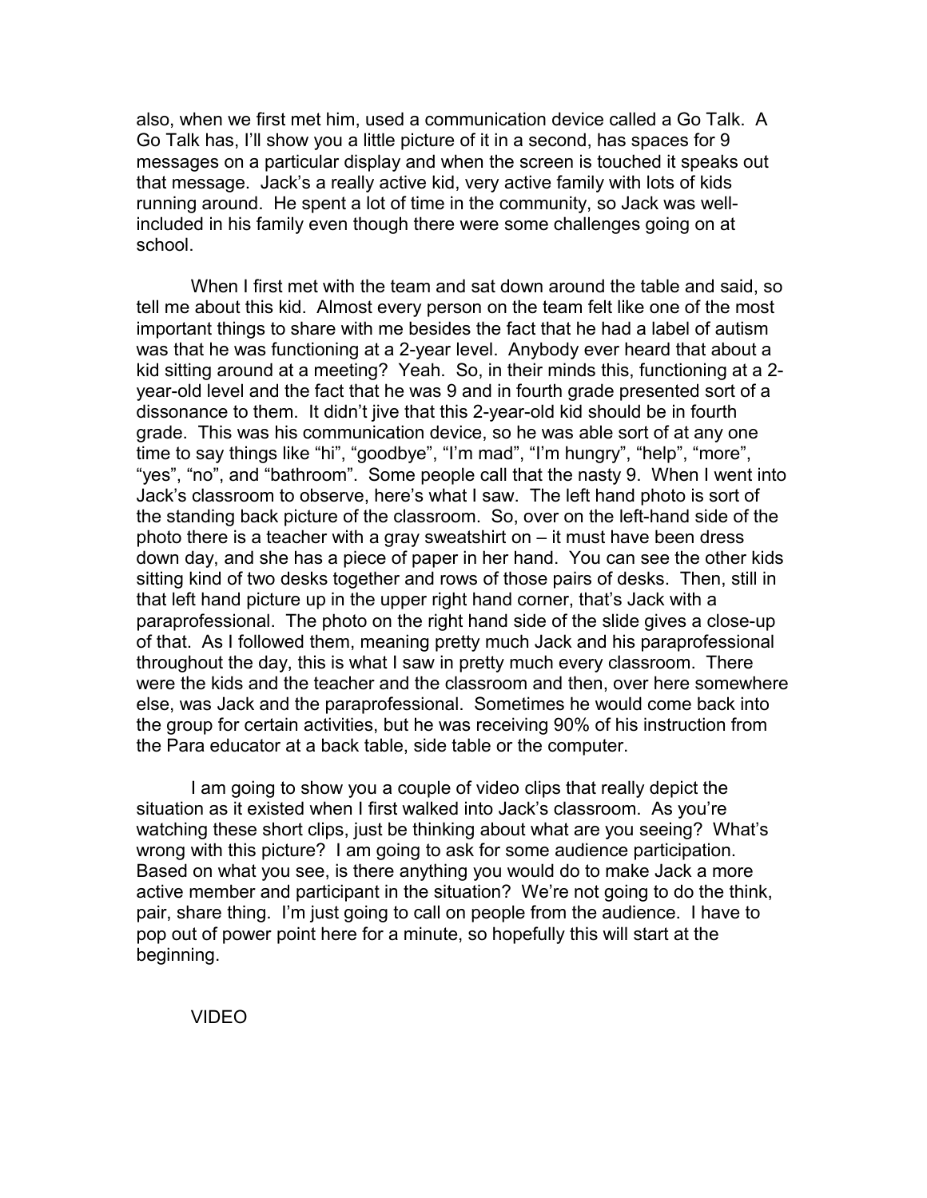also, when we first met him, used a communication device called a Go Talk. A Go Talk has, I'll show you a little picture of it in a second, has spaces for 9 messages on a particular display and when the screen is touched it speaks out that message. Jack's a really active kid, very active family with lots of kids running around. He spent a lot of time in the community, so Jack was well-included in his family even though there were some challenges going on at school.

When I first met with the team and sat down around the table and said, so tell me about this kid. Almost every person on the team felt like one of the most important things to share with me besides the fact that he had a label of autism was that he was functioning at a 2-year level. Anybody ever heard that about a kid sitting around at a meeting? Yeah. So, in their minds this, functioning at a 2-year-old level and the fact that he was 9 and in fourth grade presented sort of a dissonance to them. It didn't jive that this 2-year-old kid should be in fourth grade. This was his communication device, so he was able sort of at any one time to say things like "hi", "goodbye", "I'm mad", "I'm hungry", "help", "more", "yes", "no", and "bathroom". Some people call that the nasty 9. When I went into Jack's classroom to observe, here's what I saw. The left hand photo is sort of the standing back picture of the classroom. So, over on the left-hand side of the photo there is a teacher with a gray sweatshirt on – it must have been dress down day, and she has a piece of paper in her hand. You can see the other kids sitting kind of two desks together and rows of those pairs of desks. Then, still in that left hand picture up in the upper right hand corner, that's Jack with a paraprofessional. The photo on the right hand side of the slide gives a close-up of that. As I followed them, meaning pretty much Jack and his paraprofessional throughout the day, this is what I saw in pretty much every classroom. There were the kids and the teacher and the classroom and then, over here somewhere else, was Jack and the paraprofessional. Sometimes he would come back into the group for certain activities, but he was receiving 90% of his instruction from the Para educator at a back table, side table or the computer.

I am going to show you a couple of video clips that really depict the situation as it existed when I first walked into Jack's classroom. As you're watching these short clips, just be thinking about what are you seeing? What's wrong with this picture? I am going to ask for some audience participation. Based on what you see, is there anything you would do to make Jack a more active member and participant in the situation? We're not going to do the think, pair, share thing. I'm just going to call on people from the audience. I have to pop out of power point here for a minute, so hopefully this will start at the beginning.

VIDEO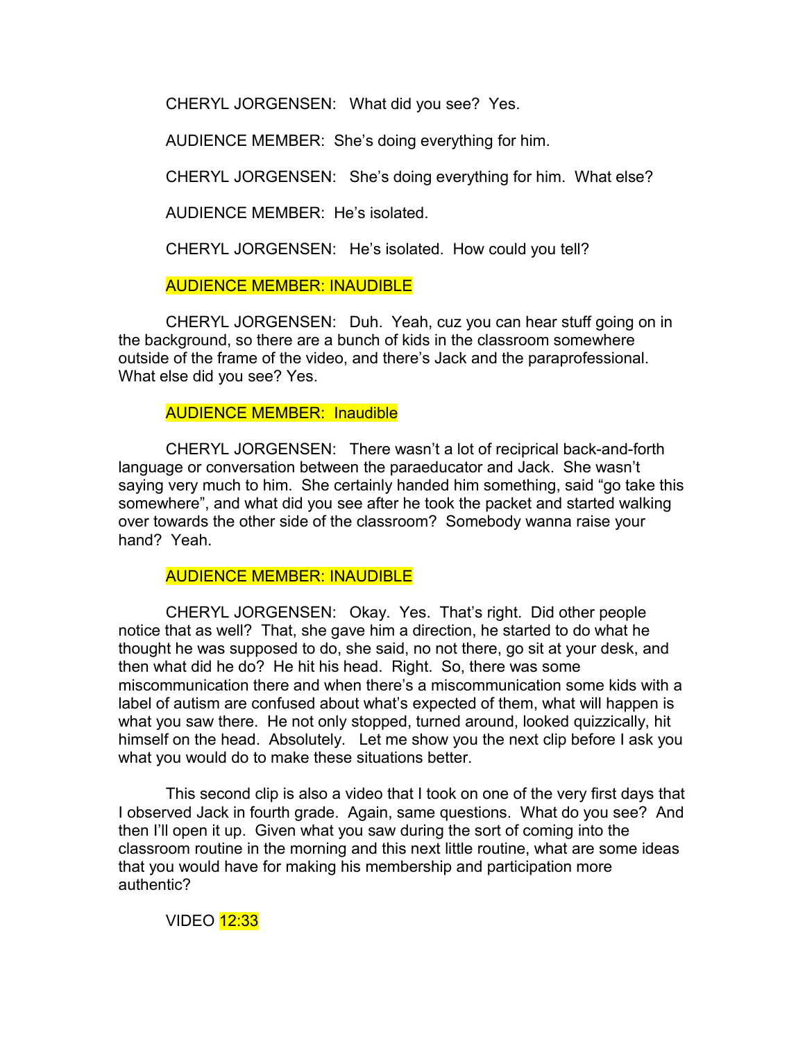CHERYL JORGENSEN: What did you see? Yes.

AUDIENCE MEMBER: She's doing everything for him.

CHERYL JORGENSEN: She's doing everything for him. What else?

AUDIENCE MEMBER: He's isolated.

CHERYL JORGENSEN: He's isolated. How could you tell?

AUDIENCE MEMBER: INAUDIBLE

CHERYL JORGENSEN: Duh. Yeah, cuz you can hear stuff going on in the background, so there are a bunch of kids in the classroom somewhere outside of the frame of the video, and there's Jack and the paraprofessional. What else did you see? Yes.

AUDIENCE MEMBER: Inaudible

CHERYL JORGENSEN: There wasn't a lot of reciprocal back-and-forth language or conversation between the paraeducator and Jack. She wasn't saying very much to him. She certainly handed him something, said "go take this somewhere", and what did you see after he took the packet and started walking over towards the other side of the classroom? Somebody wanna raise your hand? Yeah.

AUDIENCE MEMBER: INAUDIBLE

CHERYL JORGENSEN: Okay. Yes. That's right. Did other people notice that as well? That, she gave him a direction, he started to do what he thought he was supposed to do, she said, no not there, go sit at your desk, and then what did he do? He hit his head. Right. So, there was some miscommunication there and when there's a miscommunication some kids with a label of autism are confused about what's expected of them, what will happen is what you saw there. He not only stopped, turned around, looked quizzically, hit himself on the head. Absolutely. Let me show you the next clip before I ask you what you would do to make these situations better.

This second clip is also a video that I took on one of the very first days that I observed Jack in fourth grade. Again, same questions. What do you see? And then I'll open it up. Given what you saw during the sort of coming into the classroom routine in the morning and this next little routine, what are some ideas that you would have for making his membership and participation more authentic?

VIDEO 12:33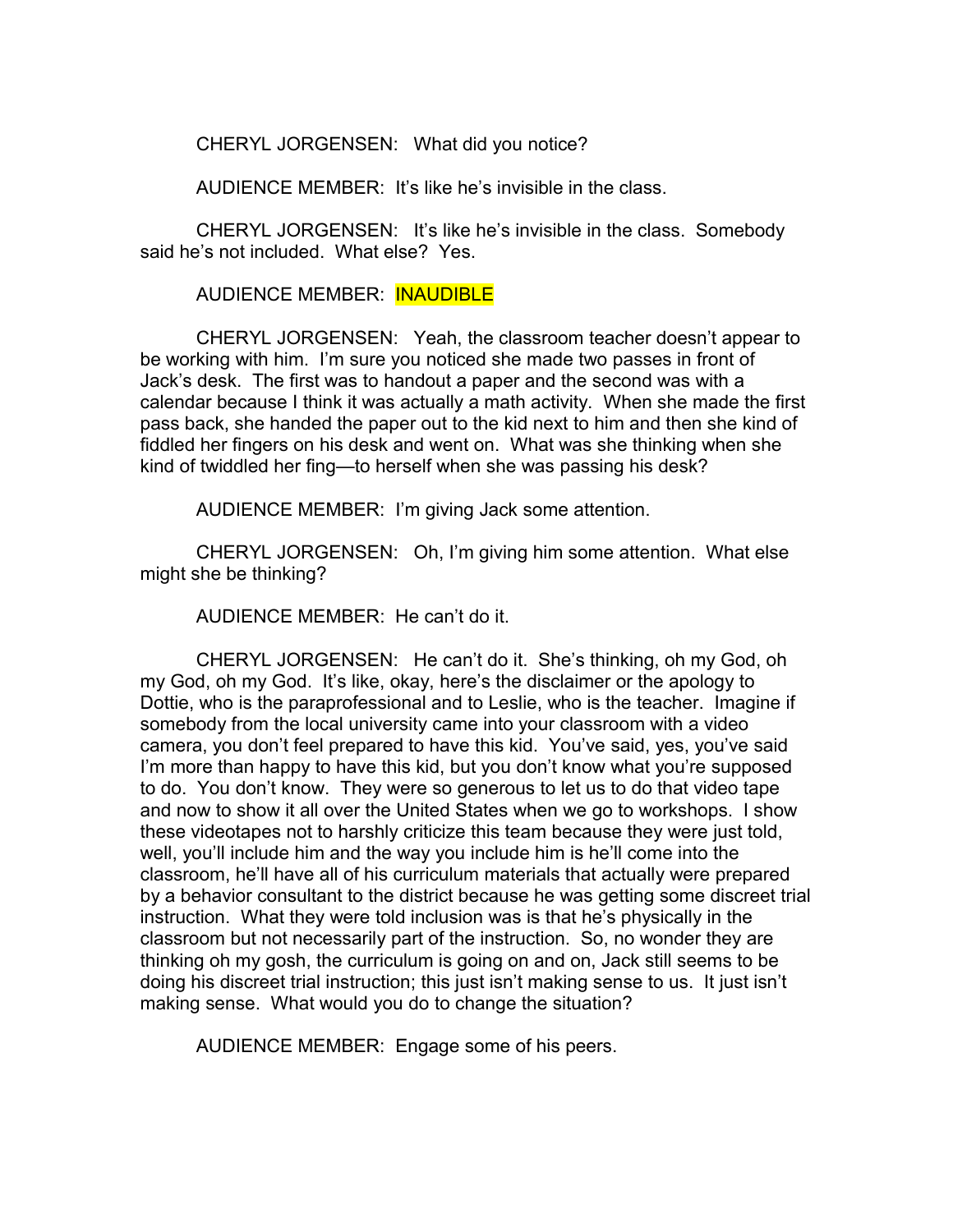CHERYL JORGENSEN: What did you notice?

AUDIENCE MEMBER: It's like he's invisible in the class.

CHERYL JORGENSEN: It's like he's invisible in the class. Somebody said he's not included. What else? Yes.

AUDIENCE MEMBER: INAUDIBLE

CHERYL JORGENSEN: Yeah, the classroom teacher doesn't appear to be working with him. I'm sure you noticed she made two passes in front of Jack's desk. The first was to handout a paper and the second was with a calendar because I think it was actually a math activity. When she made the first pass back, she handed the paper out to the kid next to him and then she kind of fiddled her fingers on his desk and went on. What was she thinking when she kind of twiddled her fing—to herself when she was passing his desk?

AUDIENCE MEMBER: I'm giving Jack some attention.

CHERYL JORGENSEN: Oh, I'm giving him some attention. What else might she be thinking?

AUDIENCE MEMBER: He can't do it.

CHERYL JORGENSEN: He can't do it. She's thinking, oh my God, oh my God, oh my God. It's like, okay, here's the disclaimer or the apology to Dottie, who is the paraprofessional and to Leslie, who is the teacher. Imagine if somebody from the local university came into your classroom with a video camera, you don't feel prepared to have this kid. You've said, yes, you've said I'm more than happy to have this kid, but you don't know what you're supposed to do. You don't know. They were so generous to let us to do that video tape and now to show it all over the United States when we go to workshops. I show these videotapes not to harshly criticize this team because they were just told, well, you'll include him and the way you include him is he'll come into the classroom, he'll have all of his curriculum materials that actually were prepared by a behavior consultant to the district because he was getting some discreet trial instruction. What they were told inclusion was is that he's physically in the classroom but not necessarily part of the instruction. So, no wonder they are thinking oh my gosh, the curriculum is going on and on, Jack still seems to be doing his discreet trial instruction; this just isn't making sense to us. It just isn't making sense. What would you do to change the situation?

AUDIENCE MEMBER: Engage some of his peers.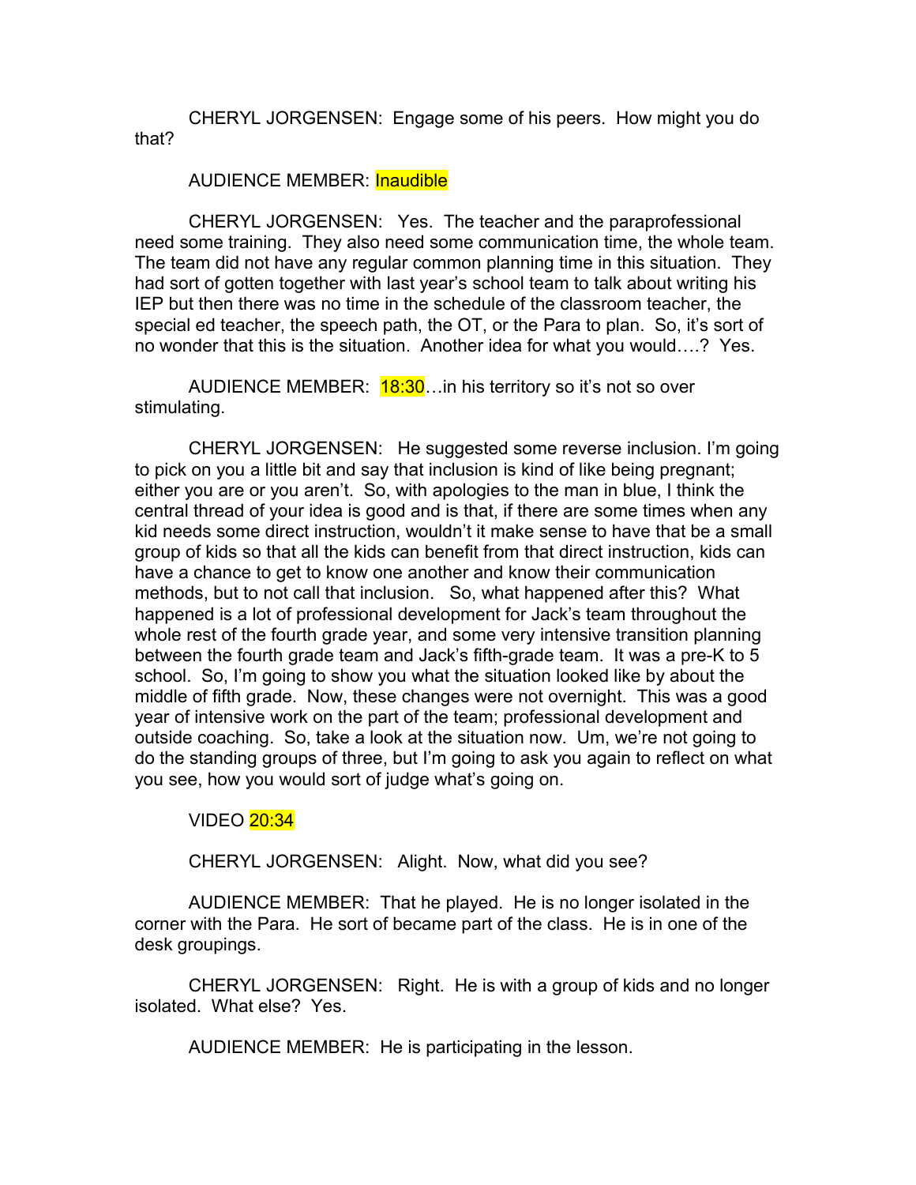CHERYL JORGENSEN: Engage some of his peers. How might you do that?

AUDIENCE MEMBER: Inaudible

CHERYL JORGENSEN: Yes. The teacher and the paraprofessional need some training. They also need some communication time, the whole team. The team did not have any regular common planning time in this situation. They had sort of gotten together with last year's school team to talk about writing his IEP but then there was no time in the schedule of the classroom teacher, the special ed teacher, the speech path, the OT, or the Para to plan. So, it's sort of no wonder that this is the situation. Another idea for what you would….? Yes.

AUDIENCE MEMBER: 18:30…in his territory so it's not so over stimulating.

CHERYL JORGENSEN: He suggested some reverse inclusion. I'm going to pick on you a little bit and say that inclusion is kind of like being pregnant; either you are or you aren't. So, with apologies to the man in blue, I think the central thread of your idea is good and is that, if there are some times when any kid needs some direct instruction, wouldn't it make sense to have that be a small group of kids so that all the kids can benefit from that direct instruction, kids can have a chance to get to know one another and know their communication methods, but to not call that inclusion. So, what happened after this? What happened is a lot of professional development for Jack's team throughout the whole rest of the fourth grade year, and some very intensive transition planning between the fourth grade team and Jack's fifth-grade team. It was a pre-K to 5 school. So, I'm going to show you what the situation looked like by about the middle of fifth grade. Now, these changes were not overnight. This was a good year of intensive work on the part of the team; professional development and outside coaching. So, take a look at the situation now. Um, we're not going to do the standing groups of three, but I'm going to ask you again to reflect on what you see, how you would sort of judge what's going on.

VIDEO 20:34

CHERYL JORGENSEN: Alight. Now, what did you see?

AUDIENCE MEMBER: That he played. He is no longer isolated in the corner with the Para. He sort of became part of the class. He is in one of the desk groupings.

CHERYL JORGENSEN: Right. He is with a group of kids and no longer isolated. What else? Yes.

AUDIENCE MEMBER: He is participating in the lesson.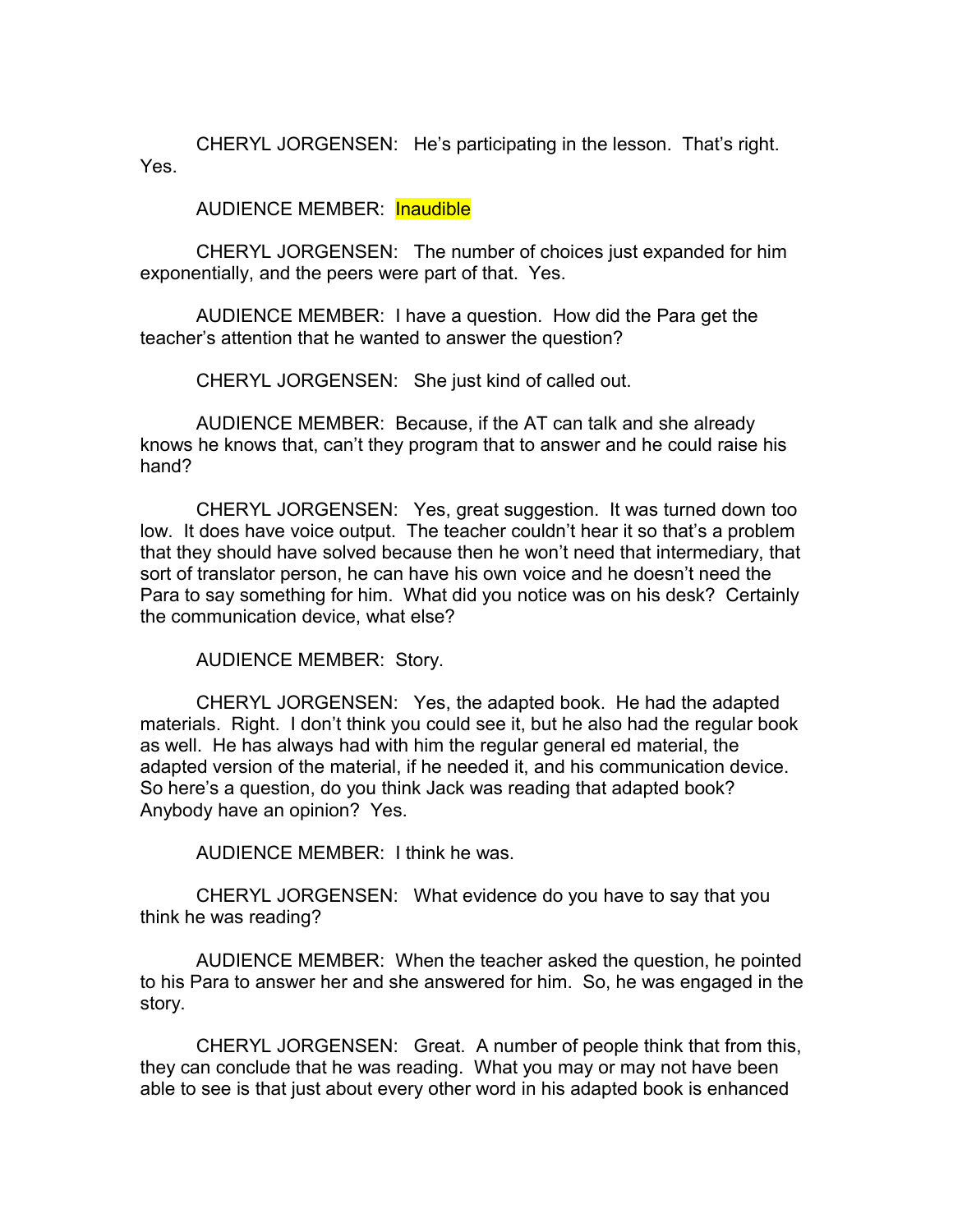CHERYL JORGENSEN: He's participating in the lesson. That's right. Yes.

AUDIENCE MEMBER: Inaudible

CHERYL JORGENSEN: The number of choices just expanded for him exponentially, and the peers were part of that. Yes.

AUDIENCE MEMBER: I have a question. How did the Para get the teacher's attention that he wanted to answer the question?

CHERYL JORGENSEN: She just kind of called out.

AUDIENCE MEMBER: Because, if the AT can talk and she already knows he knows that, can't they program that to answer and he could raise his hand?

CHERYL JORGENSEN: Yes, great suggestion. It was turned down too low. It does have voice output. The teacher couldn't hear it so that's a problem that they should have solved because then he won't need that intermediary, that sort of translator person, he can have his own voice and he doesn't need the Para to say something for him. What did you notice was on his desk? Certainly the communication device, what else?

AUDIENCE MEMBER: Story.

CHERYL JORGENSEN: Yes, the adapted book. He had the adapted materials. Right. I don't think you could see it, but he also had the regular book as well. He has always had with him the regular general ed material, the adapted version of the material, if he needed it, and his communication device. So here's a question, do you think Jack was reading that adapted book? Anybody have an opinion? Yes.

AUDIENCE MEMBER: I think he was.

CHERYL JORGENSEN: What evidence do you have to say that you think he was reading?

AUDIENCE MEMBER: When the teacher asked the question, he pointed to his Para to answer her and she answered for him. So, he was engaged in the story.

CHERYL JORGENSEN: Great. A number of people think that from this, they can conclude that he was reading. What you may or may not have been able to see is that just about every other word in his adapted book is enhanced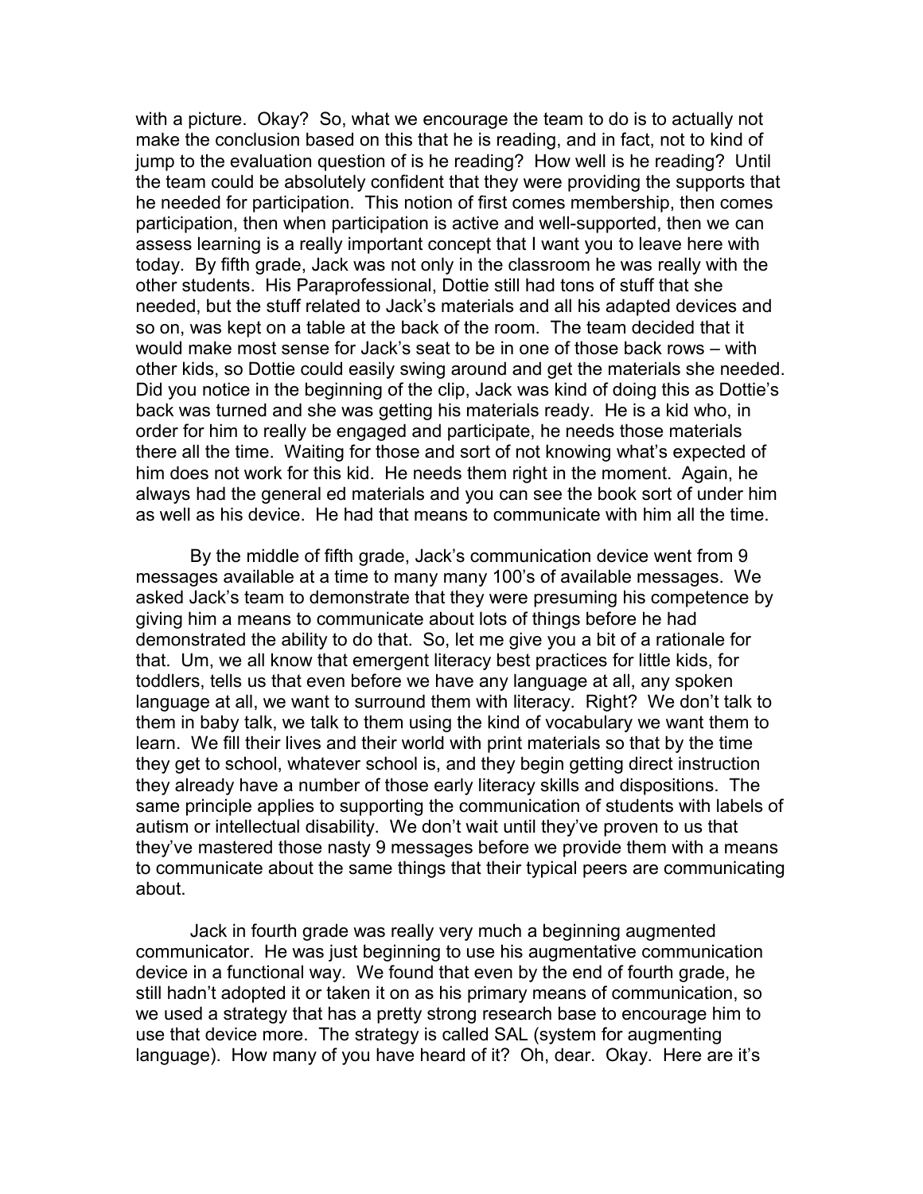with a picture. Okay? So, what we encourage the team to do is to actually not make the conclusion based on this that he is reading, and in fact, not to kind of jump to the evaluation question of is he reading? How well is he reading? Until the team could be absolutely confident that they were providing the supports that he needed for participation. This notion of first comes membership, then comes participation, then when participation is active and well-supported, then we can assess learning is a really important concept that I want you to leave here with today. By fifth grade, Jack was not only in the classroom he was really with the other students. His Paraprofessional, Dottie still had tons of stuff that she needed, but the stuff related to Jack's materials and all his adapted devices and so on, was kept on a table at the back of the room. The team decided that it would make most sense for Jack's seat to be in one of those back rows – with other kids, so Dottie could easily swing around and get the materials she needed. Did you notice in the beginning of the clip, Jack was kind of doing this as Dottie's back was turned and she was getting his materials ready. He is a kid who, in order for him to really be engaged and participate, he needs those materials there all the time. Waiting for those and sort of not knowing what's expected of him does not work for this kid. He needs them right in the moment. Again, he always had the general ed materials and you can see the book sort of under him as well as his device. He had that means to communicate with him all the time.

By the middle of fifth grade, Jack's communication device went from 9 messages available at a time to many many 100's of available messages. We asked Jack's team to demonstrate that they were presuming his competence by giving him a means to communicate about lots of things before he had demonstrated the ability to do that. So, let me give you a bit of a rationale for that. Um, we all know that emergent literacy best practices for little kids, for toddlers, tells us that even before we have any language at all, any spoken language at all, we want to surround them with literacy. Right? We don't talk to them in baby talk, we talk to them using the kind of vocabulary we want them to learn. We fill their lives and their world with print materials so that by the time they get to school, whatever school is, and they begin getting direct instruction they already have a number of those early literacy skills and dispositions. The same principle applies to supporting the communication of students with labels of autism or intellectual disability. We don't wait until they've proven to us that they've mastered those nasty 9 messages before we provide them with a means to communicate about the same things that their typical peers are communicating about.

Jack in fourth grade was really very much a beginning augmented communicator. He was just beginning to use his augmentative communication device in a functional way. We found that even by the end of fourth grade, he still hadn't adopted it or taken it on as his primary means of communication, so we used a strategy that has a pretty strong research base to encourage him to use that device more. The strategy is called SAL (system for augmenting language). How many of you have heard of it? Oh, dear. Okay. Here are it's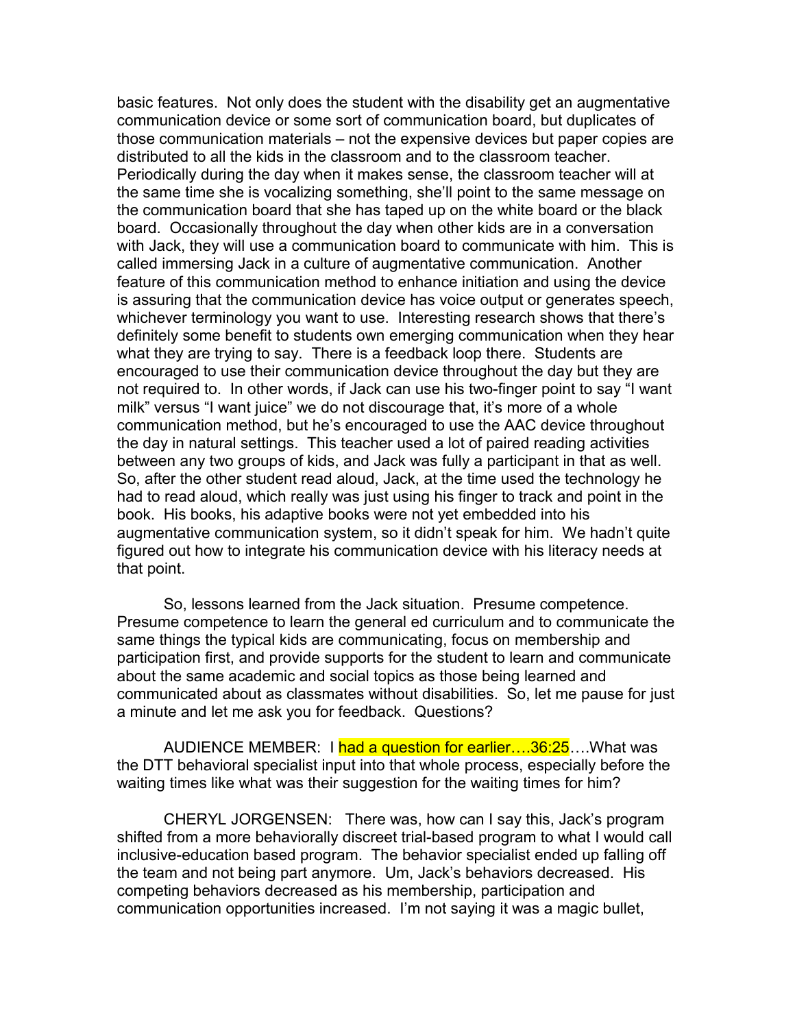basic features. Not only does the student with the disability get an augmentative communication device or some sort of communication board, but duplicates of those communication materials – not the expensive devices but paper copies are distributed to all the kids in the classroom and to the classroom teacher. Periodically during the day when it makes sense, the classroom teacher will at the same time she is vocalizing something, she'll point to the same message on the communication board that she has taped up on the white board or the black board. Occasionally throughout the day when other kids are in a conversation with Jack, they will use a communication board to communicate with him. This is called immersing Jack in a culture of augmentative communication. Another feature of this communication method to enhance initiation and using the device is assuring that the communication device has voice output or generates speech, whichever terminology you want to use. Interesting research shows that there's definitely some benefit to students own emerging communication when they hear what they are trying to say. There is a feedback loop there. Students are encouraged to use their communication device throughout the day but they are not required to. In other words, if Jack can use his two-finger point to say "I want milk" versus "I want juice" we do not discourage that, it's more of a whole communication method, but he's encouraged to use the AAC device throughout the day in natural settings. This teacher used a lot of paired reading activities between any two groups of kids, and Jack was fully a participant in that as well. So, after the other student read aloud, Jack, at the time used the technology he had to read aloud, which really was just using his finger to track and point in the book. His books, his adaptive books were not yet embedded into his augmentative communication system, so it didn't speak for him. We hadn't quite figured out how to integrate his communication device with his literacy needs at that point.

So, lessons learned from the Jack situation. Presume competence. Presume competence to learn the general ed curriculum and to communicate the same things the typical kids are communicating, focus on membership and participation first, and provide supports for the student to learn and communicate about the same academic and social topics as those being learned and communicated about as classmates without disabilities. So, let me pause for just a minute and let me ask you for feedback. Questions?

AUDIENCE MEMBER: I had a question for earlier….36:25….What was the DTT behavioral specialist input into that whole process, especially before the waiting times like what was their suggestion for the waiting times for him?

CHERYL JORGENSEN: There was, how can I say this, Jack's program shifted from a more behaviorally discreet trial-based program to what I would call inclusive-education based program. The behavior specialist ended up falling off the team and not being part anymore. Um, Jack's behaviors decreased. His competing behaviors decreased as his membership, participation and communication opportunities increased. I'm not saying it was a magic bullet,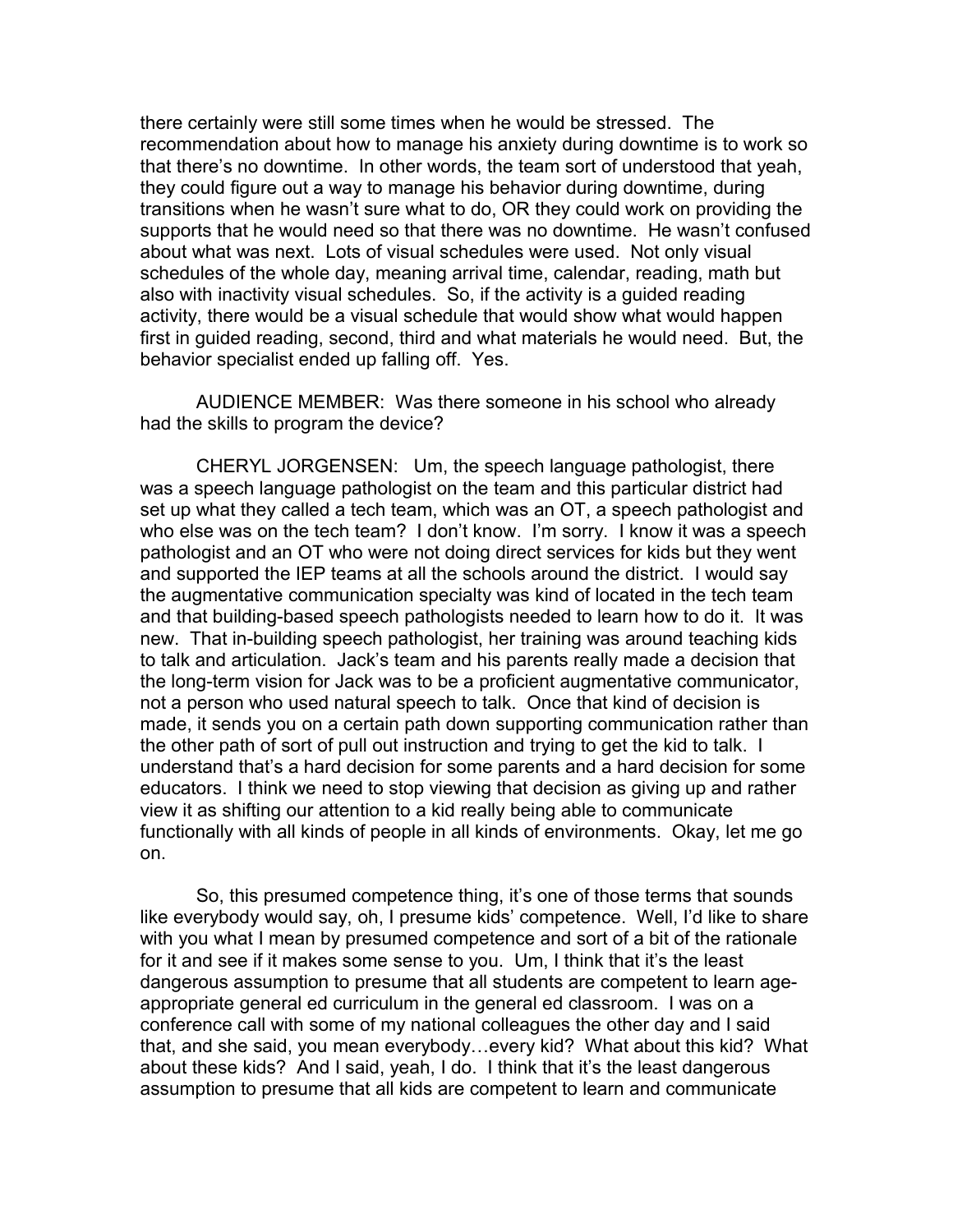there certainly were still some times when he would be stressed. The recommendation about how to manage his anxiety during downtime is to work so that there's no downtime. In other words, the team sort of understood that yeah, they could figure out a way to manage his behavior during downtime, during transitions when he wasn't sure what to do, OR they could work on providing the supports that he would need so that there was no downtime. He wasn't confused about what was next. Lots of visual schedules were used. Not only visual schedules of the whole day, meaning arrival time, calendar, reading, math but also with inactivity visual schedules. So, if the activity is a guided reading activity, there would be a visual schedule that would show what would happen first in guided reading, second, third and what materials he would need. But, the behavior specialist ended up falling off. Yes.

AUDIENCE MEMBER: Was there someone in his school who already had the skills to program the device?

CHERYL JORGENSEN: Um, the speech language pathologist, there was a speech language pathologist on the team and this particular district had set up what they called a tech team, which was an OT, a speech pathologist and who else was on the tech team? I don't know. I'm sorry. I know it was a speech pathologist and an OT who were not doing direct services for kids but they went and supported the IEP teams at all the schools around the district. I would say the augmentative communication specialty was kind of located in the tech team and that building-based speech pathologists needed to learn how to do it. It was new. That in-building speech pathologist, her training was around teaching kids to talk and articulation. Jack's team and his parents really made a decision that the long-term vision for Jack was to be a proficient augmentative communicator, not a person who used natural speech to talk. Once that kind of decision is made, it sends you on a certain path down supporting communication rather than the other path of sort of pull out instruction and trying to get the kid to talk. I understand that's a hard decision for some parents and a hard decision for some educators. I think we need to stop viewing that decision as giving up and rather view it as shifting our attention to a kid really being able to communicate functionally with all kinds of people in all kinds of environments. Okay, let me go on.

So, this presumed competence thing, it's one of those terms that sounds like everybody would say, oh, I presume kids' competence. Well, I'd like to share with you what I mean by presumed competence and sort of a bit of the rationale for it and see if it makes some sense to you. Um, I think that it's the least dangerous assumption to presume that all students are competent to learn age-appropriate general ed curriculum in the general ed classroom. I was on a conference call with some of my national colleagues the other day and I said that, and she said, you mean everybody…every kid? What about this kid? What about these kids? And I said, yeah, I do. I think that it's the least dangerous assumption to presume that all kids are competent to learn and communicate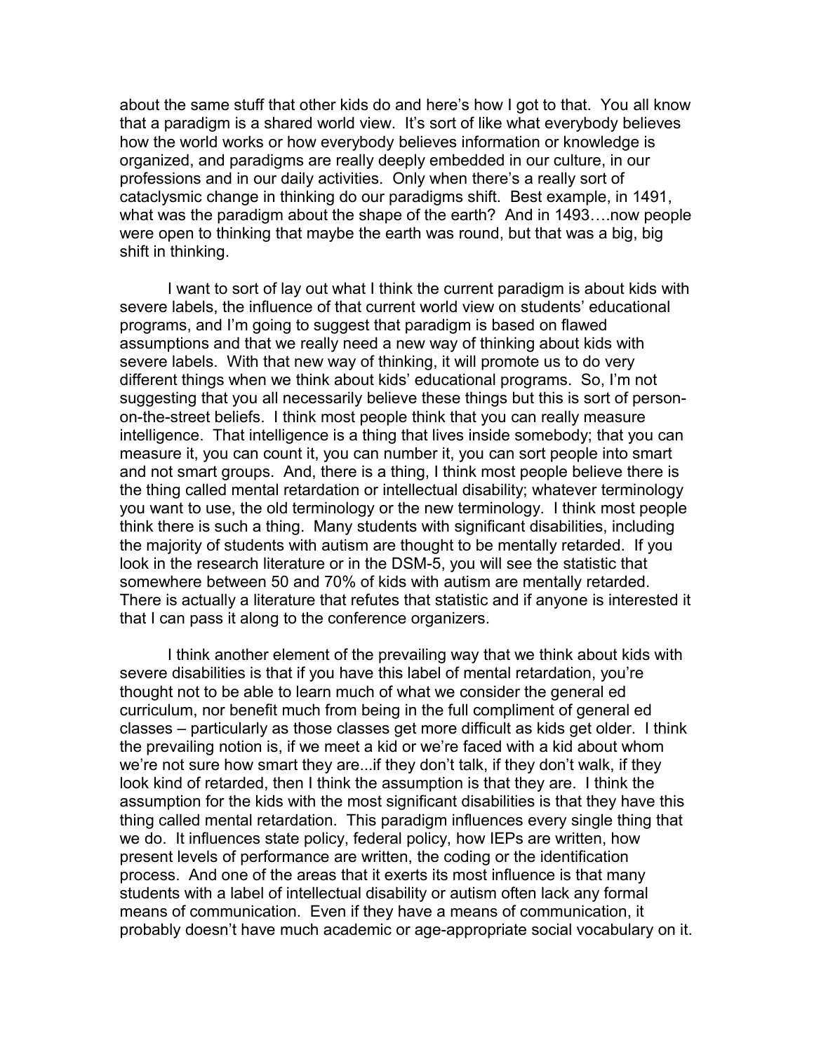about the same stuff that other kids do and here's how I got to that. You all know that a paradigm is a shared world view. It's sort of like what everybody believes how the world works or how everybody believes information or knowledge is organized, and paradigms are really deeply embedded in our culture, in our professions and in our daily activities. Only when there's a really sort of cataclysmic change in thinking do our paradigms shift. Best example, in 1491, what was the paradigm about the shape of the earth? And in 1493….now people were open to thinking that maybe the earth was round, but that was a big, big shift in thinking.

I want to sort of lay out what I think the current paradigm is about kids with severe labels, the influence of that current world view on students' educational programs, and I'm going to suggest that paradigm is based on flawed assumptions and that we really need a new way of thinking about kids with severe labels. With that new way of thinking, it will promote us to do very different things when we think about kids' educational programs. So, I'm not suggesting that you all necessarily believe these things but this is sort of person-on-the-street beliefs. I think most people think that you can really measure intelligence. That intelligence is a thing that lives inside somebody; that you can measure it, you can count it, you can number it, you can sort people into smart and not smart groups. And, there is a thing, I think most people believe there is the thing called mental retardation or intellectual disability; whatever terminology you want to use, the old terminology or the new terminology. I think most people think there is such a thing. Many students with significant disabilities, including the majority of students with autism are thought to be mentally retarded. If you look in the research literature or in the DSM-5, you will see the statistic that somewhere between 50 and 70% of kids with autism are mentally retarded. There is actually a literature that refutes that statistic and if anyone is interested it that I can pass it along to the conference organizers.

I think another element of the prevailing way that we think about kids with severe disabilities is that if you have this label of mental retardation, you're thought not to be able to learn much of what we consider the general ed curriculum, nor benefit much from being in the full compliment of general ed classes – particularly as those classes get more difficult as kids get older. I think the prevailing notion is, if we meet a kid or we're faced with a kid about whom we're not sure how smart they are...if they don't talk, if they don't walk, if they look kind of retarded, then I think the assumption is that they are. I think the assumption for the kids with the most significant disabilities is that they have this thing called mental retardation. This paradigm influences every single thing that we do. It influences state policy, federal policy, how IEPs are written, how present levels of performance are written, the coding or the identification process. And one of the areas that it exerts its most influence is that many students with a label of intellectual disability or autism often lack any formal means of communication. Even if they have a means of communication, it probably doesn't have much academic or age-appropriate social vocabulary on it.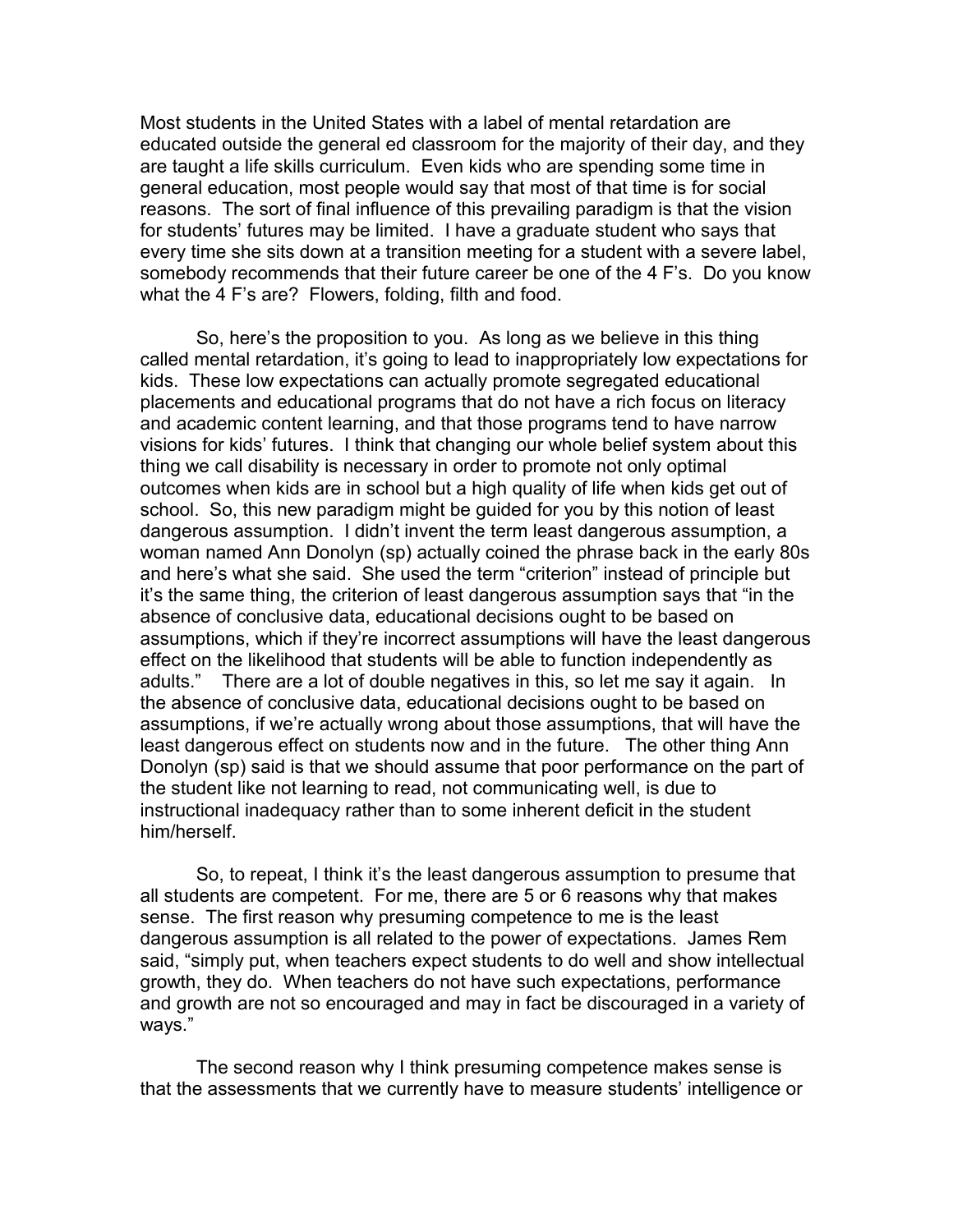Most students in the United States with a label of mental retardation are educated outside the general ed classroom for the majority of their day, and they are taught a life skills curriculum. Even kids who are spending some time in general education, most people would say that most of that time is for social reasons. The sort of final influence of this prevailing paradigm is that the vision for students' futures may be limited. I have a graduate student who says that every time she sits down at a transition meeting for a student with a severe label, somebody recommends that their future career be one of the 4 F's. Do you know what the 4 F's are? Flowers, folding, filth and food.

So, here's the proposition to you. As long as we believe in this thing called mental retardation, it's going to lead to inappropriately low expectations for kids. These low expectations can actually promote segregated educational placements and educational programs that do not have a rich focus on literacy and academic content learning, and that those programs tend to have narrow visions for kids' futures. I think that changing our whole belief system about this thing we call disability is necessary in order to promote not only optimal outcomes when kids are in school but a high quality of life when kids get out of school. So, this new paradigm might be guided for you by this notion of least dangerous assumption. I didn't invent the term least dangerous assumption, a woman named Ann Donolyn (sp) actually coined the phrase back in the early 80s and here's what she said. She used the term "criterion" instead of principle but it's the same thing, the criterion of least dangerous assumption says that "in the absence of conclusive data, educational decisions ought to be based on assumptions, which if they're incorrect assumptions will have the least dangerous effect on the likelihood that students will be able to function independently as adults." There are a lot of double negatives in this, so let me say it again. In the absence of conclusive data, educational decisions ought to be based on assumptions, if we're actually wrong about those assumptions, that will have the least dangerous effect on students now and in the future. The other thing Ann Donolyn (sp) said is that we should assume that poor performance on the part of the student like not learning to read, not communicating well, is due to instructional inadequacy rather than to some inherent deficit in the student him/herself.

So, to repeat, I think it's the least dangerous assumption to presume that all students are competent. For me, there are 5 or 6 reasons why that makes sense. The first reason why presuming competence to me is the least dangerous assumption is all related to the power of expectations. James Rem said, "simply put, when teachers expect students to do well and show intellectual growth, they do. When teachers do not have such expectations, performance and growth are not so encouraged and may in fact be discouraged in a variety of ways."

The second reason why I think presuming competence makes sense is that the assessments that we currently have to measure students' intelligence or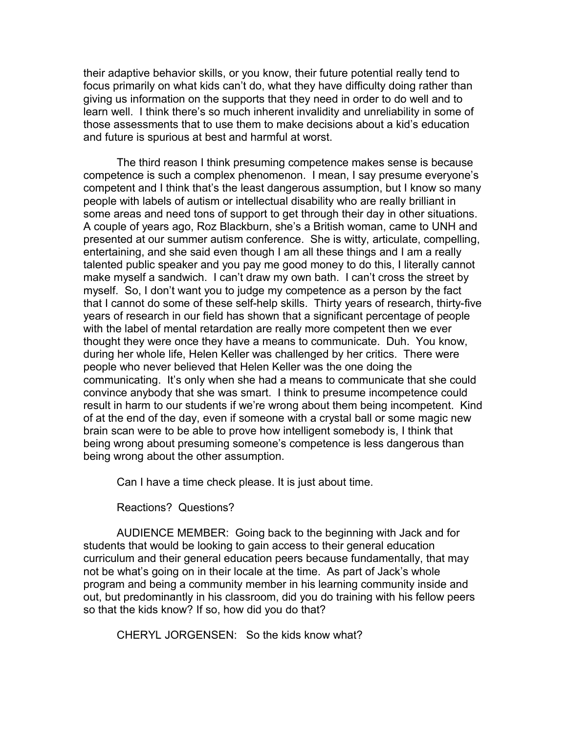their adaptive behavior skills, or you know, their future potential really tend to focus primarily on what kids can't do, what they have difficulty doing rather than giving us information on the supports that they need in order to do well and to learn well. I think there's so much inherent invalidity and unreliability in some of those assessments that to use them to make decisions about a kid's education and future is spurious at best and harmful at worst.

The third reason I think presuming competence makes sense is because competence is such a complex phenomenon. I mean, I say presume everyone's competent and I think that's the least dangerous assumption, but I know so many people with labels of autism or intellectual disability who are really brilliant in some areas and need tons of support to get through their day in other situations. A couple of years ago, Roz Blackburn, she's a British woman, came to UNH and presented at our summer autism conference. She is witty, articulate, compelling, entertaining, and she said even though I am all these things and I am a really talented public speaker and you pay me good money to do this, I literally cannot make myself a sandwich. I can't draw my own bath. I can't cross the street by myself. So, I don't want you to judge my competence as a person by the fact that I cannot do some of these self-help skills. Thirty years of research, thirty-five years of research in our field has shown that a significant percentage of people with the label of mental retardation are really more competent then we ever thought they were once they have a means to communicate. Duh. You know, during her whole life, Helen Keller was challenged by her critics. There were people who never believed that Helen Keller was the one doing the communicating. It's only when she had a means to communicate that she could convince anybody that she was smart. I think to presume incompetence could result in harm to our students if we're wrong about them being incompetent. Kind of at the end of the day, even if someone with a crystal ball or some magic new brain scan were to be able to prove how intelligent somebody is, I think that being wrong about presuming someone's competence is less dangerous than being wrong about the other assumption.

Can I have a time check please. It is just about time.

Reactions? Questions?

AUDIENCE MEMBER: Going back to the beginning with Jack and for students that would be looking to gain access to their general education curriculum and their general education peers because fundamentally, that may not be what's going on in their locale at the time. As part of Jack's whole program and being a community member in his learning community inside and out, but predominantly in his classroom, did you do training with his fellow peers so that the kids know? If so, how did you do that?

CHERYL JORGENSEN: So the kids know what?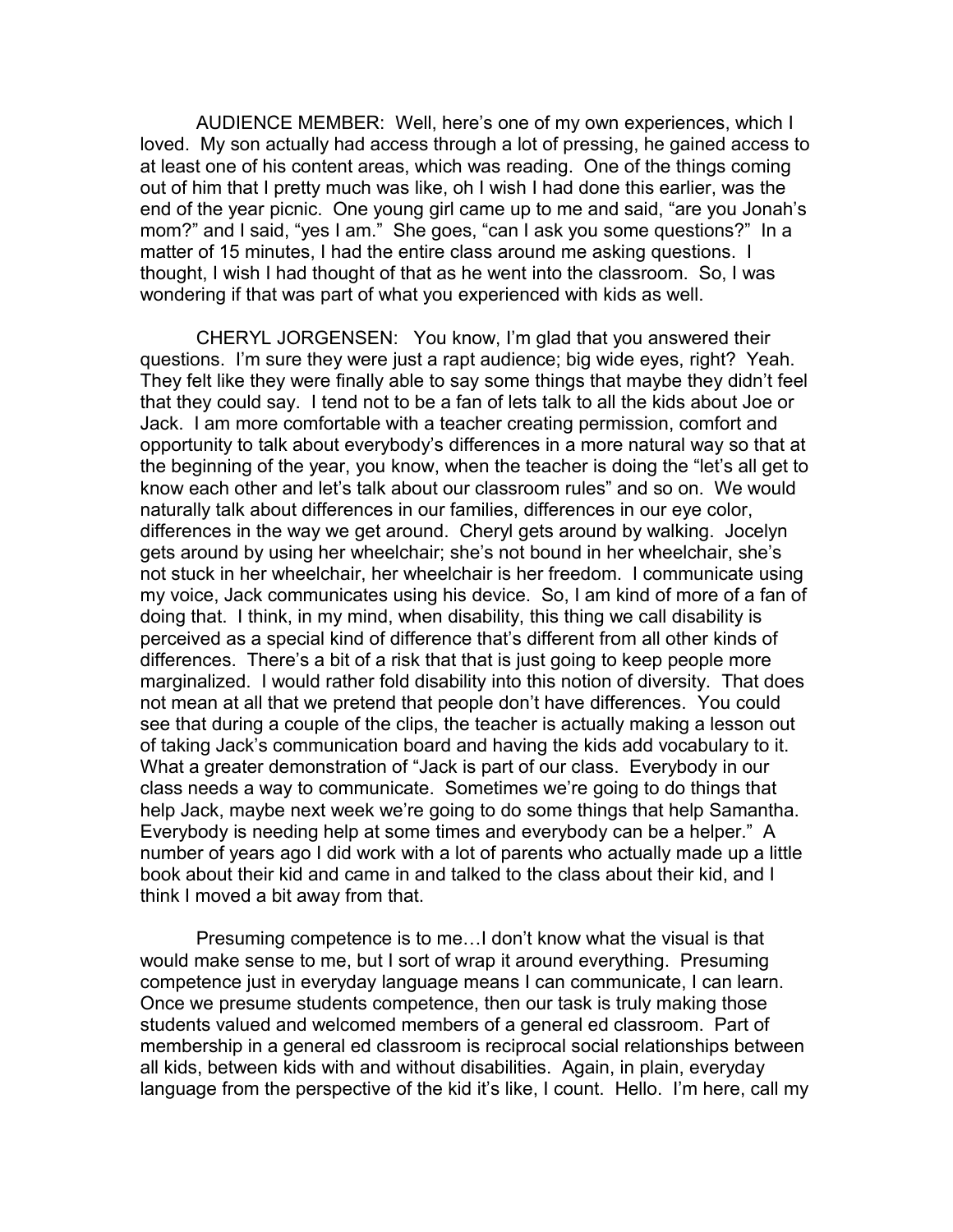AUDIENCE MEMBER: Well, here's one of my own experiences, which I loved. My son actually had access through a lot of pressing, he gained access to at least one of his content areas, which was reading. One of the things coming out of him that I pretty much was like, oh I wish I had done this earlier, was the end of the year picnic. One young girl came up to me and said, "are you Jonah's mom?" and I said, "yes I am." She goes, "can I ask you some questions?" In a matter of 15 minutes, I had the entire class around me asking questions. I thought, I wish I had thought of that as he went into the classroom. So, I was wondering if that was part of what you experienced with kids as well.

CHERYL JORGENSEN: You know, I'm glad that you answered their questions. I'm sure they were just a rapt audience; big wide eyes, right? Yeah. They felt like they were finally able to say some things that maybe they didn't feel that they could say. I tend not to be a fan of lets talk to all the kids about Joe or Jack. I am more comfortable with a teacher creating permission, comfort and opportunity to talk about everybody's differences in a more natural way so that at the beginning of the year, you know, when the teacher is doing the "let's all get to know each other and let's talk about our classroom rules" and so on. We would naturally talk about differences in our families, differences in our eye color, differences in the way we get around. Cheryl gets around by walking. Jocelyn gets around by using her wheelchair; she's not bound in her wheelchair, she's not stuck in her wheelchair, her wheelchair is her freedom. I communicate using my voice, Jack communicates using his device. So, I am kind of more of a fan of doing that. I think, in my mind, when disability, this thing we call disability is perceived as a special kind of difference that's different from all other kinds of differences. There's a bit of a risk that that is just going to keep people more marginalized. I would rather fold disability into this notion of diversity. That does not mean at all that we pretend that people don't have differences. You could see that during a couple of the clips, the teacher is actually making a lesson out of taking Jack's communication board and having the kids add vocabulary to it. What a greater demonstration of "Jack is part of our class. Everybody in our class needs a way to communicate. Sometimes we're going to do things that help Jack, maybe next week we're going to do some things that help Samantha. Everybody is needing help at some times and everybody can be a helper." A number of years ago I did work with a lot of parents who actually made up a little book about their kid and came in and talked to the class about their kid, and I think I moved a bit away from that.

Presuming competence is to me…I don't know what the visual is that would make sense to me, but I sort of wrap it around everything. Presuming competence just in everyday language means I can communicate, I can learn. Once we presume students competence, then our task is truly making those students valued and welcomed members of a general ed classroom. Part of membership in a general ed classroom is reciprocal social relationships between all kids, between kids with and without disabilities. Again, in plain, everyday language from the perspective of the kid it's like, I count. Hello. I'm here, call my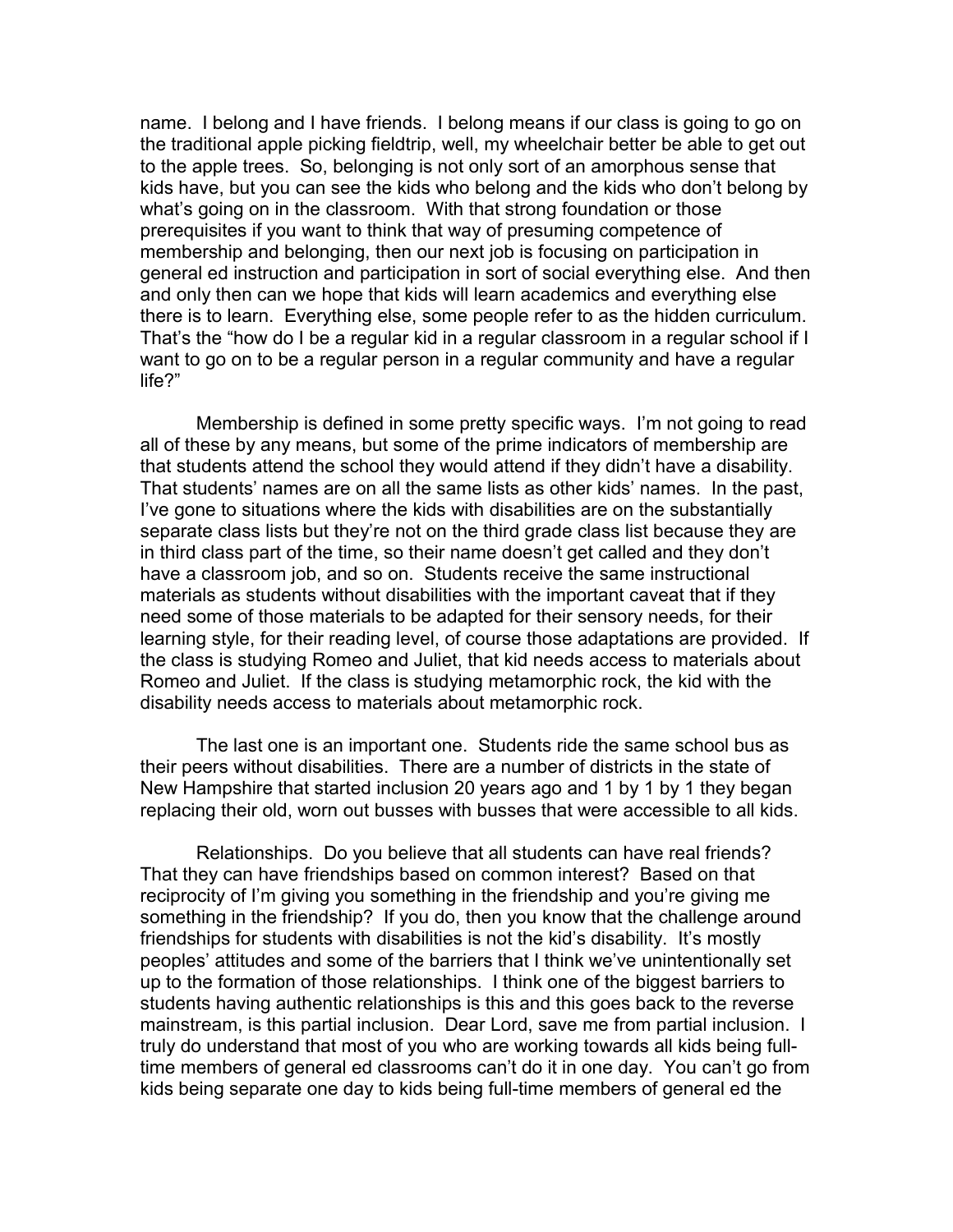name. I belong and I have friends. I belong means if our class is going to go on the traditional apple picking fieldtrip, well, my wheelchair better be able to get out to the apple trees. So, belonging is not only sort of an amorphous sense that kids have, but you can see the kids who belong and the kids who don't belong by what's going on in the classroom. With that strong foundation or those prerequisites if you want to think that way of presuming competence of membership and belonging, then our next job is focusing on participation in general ed instruction and participation in sort of social everything else. And then and only then can we hope that kids will learn academics and everything else there is to learn. Everything else, some people refer to as the hidden curriculum. That's the "how do I be a regular kid in a regular classroom in a regular school if I want to go on to be a regular person in a regular community and have a regular life?"

Membership is defined in some pretty specific ways. I'm not going to read all of these by any means, but some of the prime indicators of membership are that students attend the school they would attend if they didn't have a disability. That students' names are on all the same lists as other kids' names. In the past, I've gone to situations where the kids with disabilities are on the substantially separate class lists but they're not on the third grade class list because they are in third class part of the time, so their name doesn't get called and they don't have a classroom job, and so on. Students receive the same instructional materials as students without disabilities with the important caveat that if they need some of those materials to be adapted for their sensory needs, for their learning style, for their reading level, of course those adaptations are provided. If the class is studying Romeo and Juliet, that kid needs access to materials about Romeo and Juliet. If the class is studying metamorphic rock, the kid with the disability needs access to materials about metamorphic rock.

The last one is an important one. Students ride the same school bus as their peers without disabilities. There are a number of districts in the state of New Hampshire that started inclusion 20 years ago and 1 by 1 by 1 they began replacing their old, worn out busses with busses that were accessible to all kids.

Relationships. Do you believe that all students can have real friends? That they can have friendships based on common interest? Based on that reciprocity of I'm giving you something in the friendship and you're giving me something in the friendship? If you do, then you know that the challenge around friendships for students with disabilities is not the kid's disability. It's mostly peoples' attitudes and some of the barriers that I think we've unintentionally set up to the formation of those relationships. I think one of the biggest barriers to students having authentic relationships is this and this goes back to the reverse mainstream, is this partial inclusion. Dear Lord, save me from partial inclusion. I truly do understand that most of you who are working towards all kids being full-time members of general ed classrooms can't do it in one day. You can't go from kids being separate one day to kids being full-time members of general ed the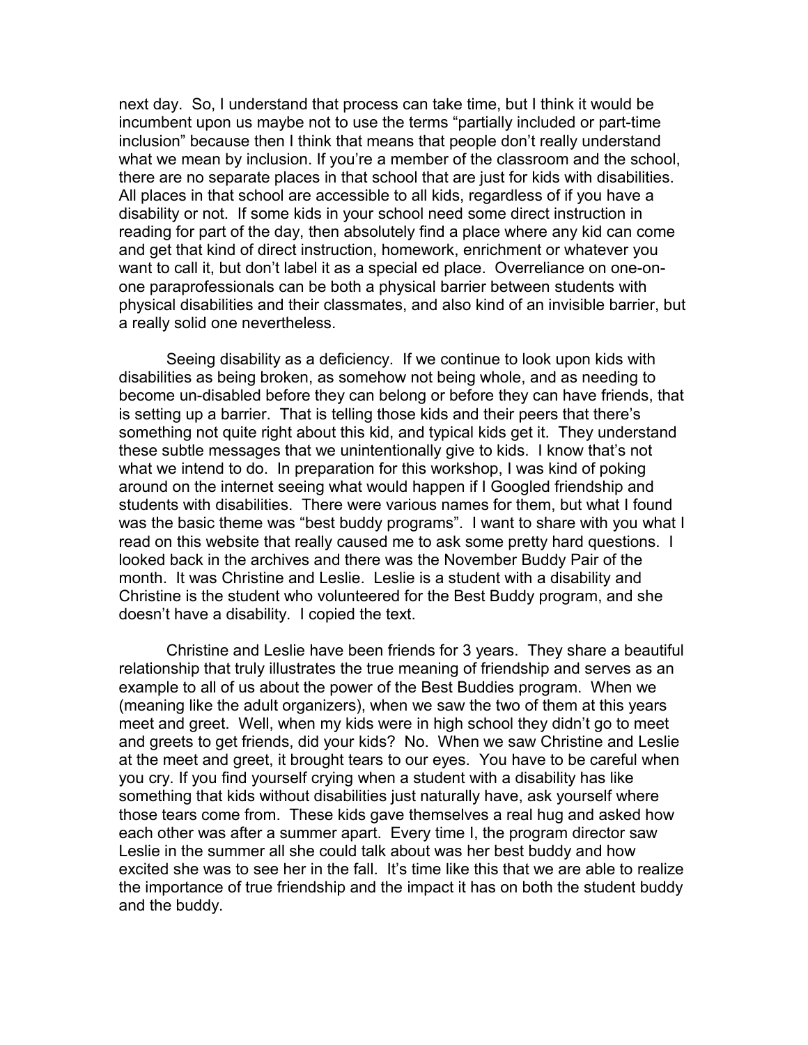next day. So, I understand that process can take time, but I think it would be incumbent upon us maybe not to use the terms "partially included or part-time inclusion" because then I think that means that people don't really understand what we mean by inclusion. If you're a member of the classroom and the school, there are no separate places in that school that are just for kids with disabilities. All places in that school are accessible to all kids, regardless of if you have a disability or not. If some kids in your school need some direct instruction in reading for part of the day, then absolutely find a place where any kid can come and get that kind of direct instruction, homework, enrichment or whatever you want to call it, but don't label it as a special ed place. Overreliance on one-on-one paraprofessionals can be both a physical barrier between students with physical disabilities and their classmates, and also kind of an invisible barrier, but a really solid one nevertheless.

Seeing disability as a deficiency. If we continue to look upon kids with disabilities as being broken, as somehow not being whole, and as needing to become un-disabled before they can belong or before they can have friends, that is setting up a barrier. That is telling those kids and their peers that there's something not quite right about this kid, and typical kids get it. They understand these subtle messages that we unintentionally give to kids. I know that's not what we intend to do. In preparation for this workshop, I was kind of poking around on the internet seeing what would happen if I Googled friendship and students with disabilities. There were various names for them, but what I found was the basic theme was "best buddy programs". I want to share with you what I read on this website that really caused me to ask some pretty hard questions. I looked back in the archives and there was the November Buddy Pair of the month. It was Christine and Leslie. Leslie is a student with a disability and Christine is the student who volunteered for the Best Buddy program, and she doesn't have a disability. I copied the text.

Christine and Leslie have been friends for 3 years. They share a beautiful relationship that truly illustrates the true meaning of friendship and serves as an example to all of us about the power of the Best Buddies program. When we (meaning like the adult organizers), when we saw the two of them at this years meet and greet. Well, when my kids were in high school they didn't go to meet and greets to get friends, did your kids? No. When we saw Christine and Leslie at the meet and greet, it brought tears to our eyes. You have to be careful when you cry. If you find yourself crying when a student with a disability has like something that kids without disabilities just naturally have, ask yourself where those tears come from. These kids gave themselves a real hug and asked how each other was after a summer apart. Every time I, the program director saw Leslie in the summer all she could talk about was her best buddy and how excited she was to see her in the fall. It's time like this that we are able to realize the importance of true friendship and the impact it has on both the student buddy and the buddy.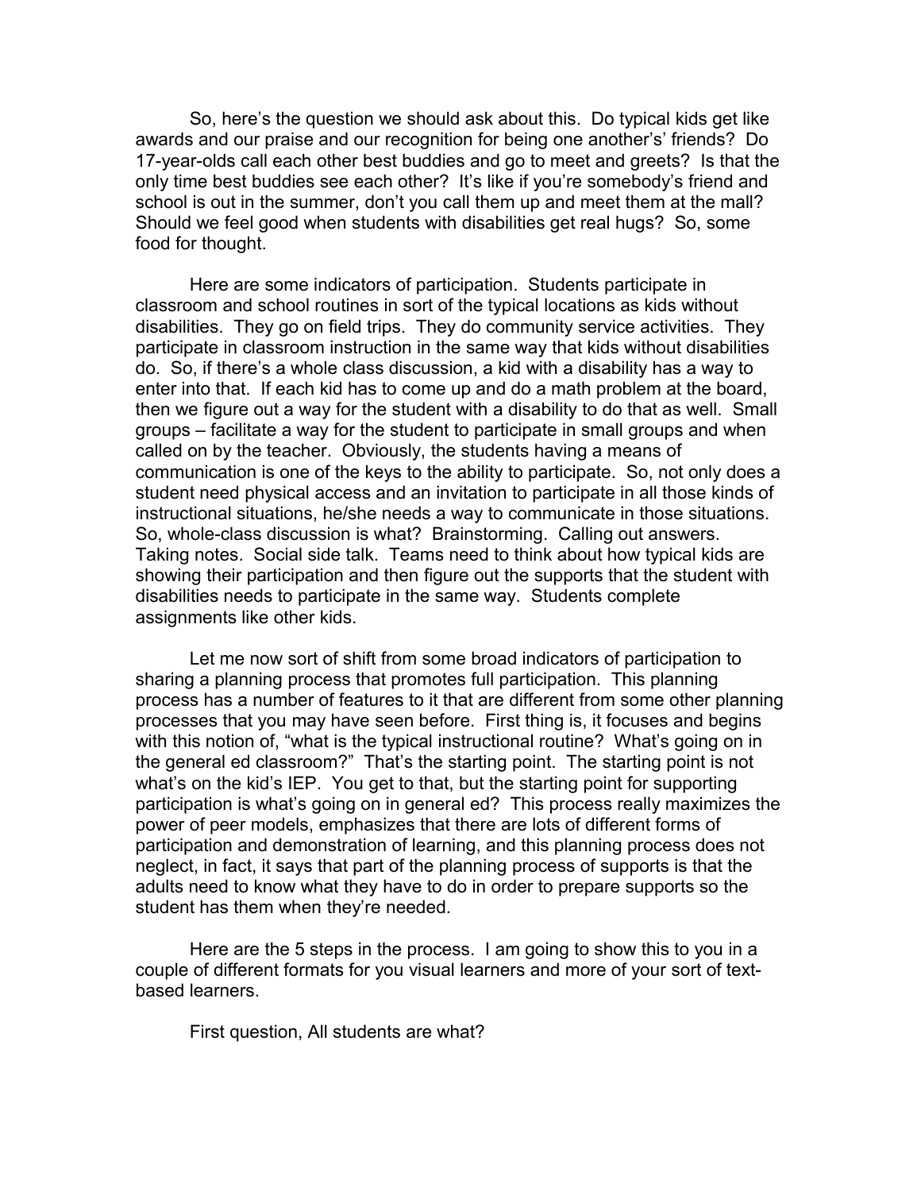So, here's the question we should ask about this. Do typical kids get like awards and our praise and our recognition for being one another's' friends? Do 17-year-olds call each other best buddies and go to meet and greets? Is that the only time best buddies see each other? It's like if you're somebody's friend and school is out in the summer, don't you call them up and meet them at the mall? Should we feel good when students with disabilities get real hugs? So, some food for thought.

Here are some indicators of participation. Students participate in classroom and school routines in sort of the typical locations as kids without disabilities. They go on field trips. They do community service activities. They participate in classroom instruction in the same way that kids without disabilities do. So, if there's a whole class discussion, a kid with a disability has a way to enter into that. If each kid has to come up and do a math problem at the board, then we figure out a way for the student with a disability to do that as well. Small groups – facilitate a way for the student to participate in small groups and when called on by the teacher. Obviously, the students having a means of communication is one of the keys to the ability to participate. So, not only does a student need physical access and an invitation to participate in all those kinds of instructional situations, he/she needs a way to communicate in those situations. So, whole-class discussion is what? Brainstorming. Calling out answers. Taking notes. Social side talk. Teams need to think about how typical kids are showing their participation and then figure out the supports that the student with disabilities needs to participate in the same way. Students complete assignments like other kids.

Let me now sort of shift from some broad indicators of participation to sharing a planning process that promotes full participation. This planning process has a number of features to it that are different from some other planning processes that you may have seen before. First thing is, it focuses and begins with this notion of, "what is the typical instructional routine? What's going on in the general ed classroom?" That's the starting point. The starting point is not what's on the kid's IEP. You get to that, but the starting point for supporting participation is what's going on in general ed? This process really maximizes the power of peer models, emphasizes that there are lots of different forms of participation and demonstration of learning, and this planning process does not neglect, in fact, it says that part of the planning process of supports is that the adults need to know what they have to do in order to prepare supports so the student has them when they're needed.

Here are the 5 steps in the process. I am going to show this to you in a couple of different formats for you visual learners and more of your sort of text-based learners.

First question, All students are what?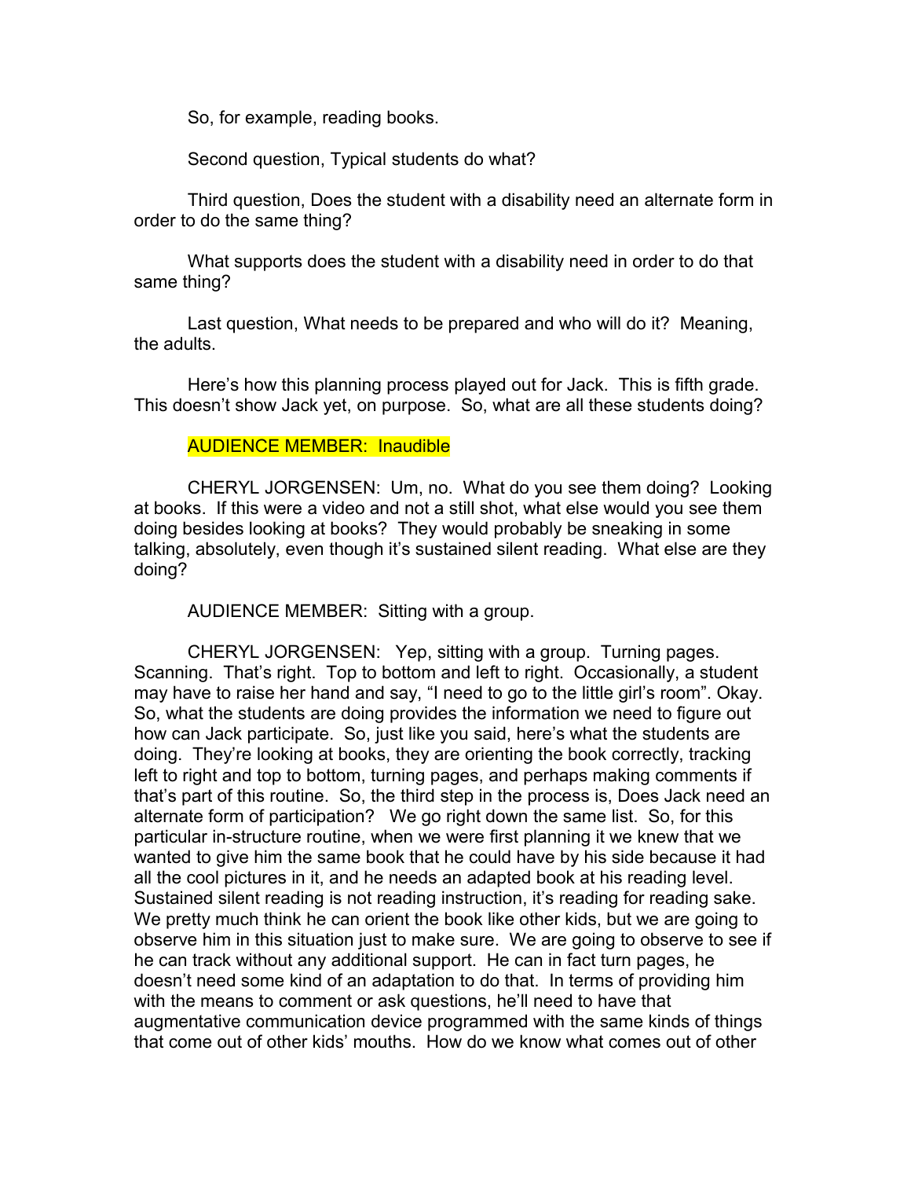So, for example, reading books.

Second question, Typical students do what?

Third question, Does the student with a disability need an alternate form in order to do the same thing?

What supports does the student with a disability need in order to do that same thing?

Last question, What needs to be prepared and who will do it? Meaning, the adults.

Here's how this planning process played out for Jack. This is fifth grade. This doesn't show Jack yet, on purpose. So, what are all these students doing?

AUDIENCE MEMBER: Inaudible

CHERYL JORGENSEN: Um, no. What do you see them doing? Looking at books. If this were a video and not a still shot, what else would you see them doing besides looking at books? They would probably be sneaking in some talking, absolutely, even though it's sustained silent reading. What else are they doing?

AUDIENCE MEMBER: Sitting with a group.

CHERYL JORGENSEN: Yep, sitting with a group. Turning pages. Scanning. That's right. Top to bottom and left to right. Occasionally, a student may have to raise her hand and say, "I need to go to the little girl's room". Okay. So, what the students are doing provides the information we need to figure out how can Jack participate. So, just like you said, here's what the students are doing. They're looking at books, they are orienting the book correctly, tracking left to right and top to bottom, turning pages, and perhaps making comments if that's part of this routine. So, the third step in the process is, Does Jack need an alternate form of participation? We go right down the same list. So, for this particular in-structure routine, when we were first planning it we knew that we wanted to give him the same book that he could have by his side because it had all the cool pictures in it, and he needs an adapted book at his reading level. Sustained silent reading is not reading instruction, it's reading for reading sake. We pretty much think he can orient the book like other kids, but we are going to observe him in this situation just to make sure. We are going to observe to see if he can track without any additional support. He can in fact turn pages, he doesn't need some kind of an adaptation to do that. In terms of providing him with the means to comment or ask questions, he'll need to have that augmentative communication device programmed with the same kinds of things that come out of other kids' mouths. How do we know what comes out of other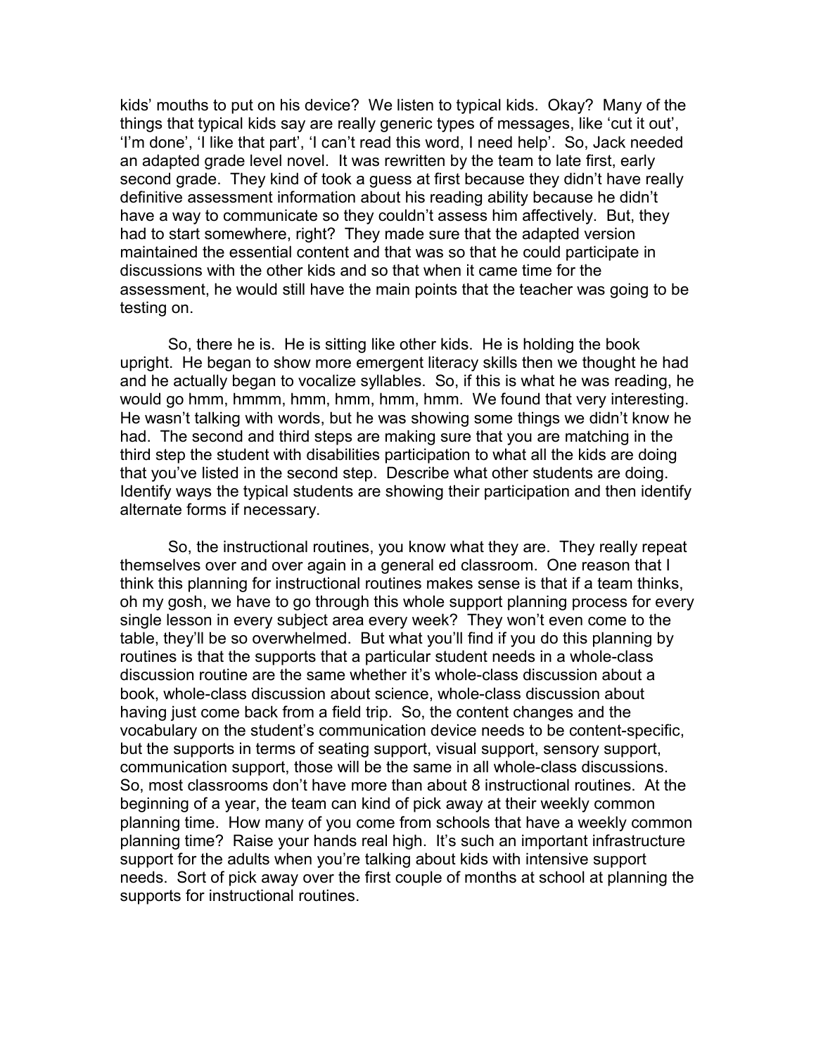kids' mouths to put on his device? We listen to typical kids. Okay? Many of the things that typical kids say are really generic types of messages, like 'cut it out', 'I'm done', 'I like that part', 'I can't read this word, I need help'. So, Jack needed an adapted grade level novel. It was rewritten by the team to late first, early second grade. They kind of took a guess at first because they didn't have really definitive assessment information about his reading ability because he didn't have a way to communicate so they couldn't assess him affectively. But, they had to start somewhere, right? They made sure that the adapted version maintained the essential content and that was so that he could participate in discussions with the other kids and so that when it came time for the assessment, he would still have the main points that the teacher was going to be testing on.

So, there he is. He is sitting like other kids. He is holding the book upright. He began to show more emergent literacy skills then we thought he had and he actually began to vocalize syllables. So, if this is what he was reading, he would go hmm, hmmm, hmm, hmm, hmm, hmm. We found that very interesting. He wasn't talking with words, but he was showing some things we didn't know he had. The second and third steps are making sure that you are matching in the third step the student with disabilities participation to what all the kids are doing that you've listed in the second step. Describe what other students are doing. Identify ways the typical students are showing their participation and then identify alternate forms if necessary.

So, the instructional routines, you know what they are. They really repeat themselves over and over again in a general ed classroom. One reason that I think this planning for instructional routines makes sense is that if a team thinks, oh my gosh, we have to go through this whole support planning process for every single lesson in every subject area every week? They won't even come to the table, they'll be so overwhelmed. But what you'll find if you do this planning by routines is that the supports that a particular student needs in a whole-class discussion routine are the same whether it's whole-class discussion about a book, whole-class discussion about science, whole-class discussion about having just come back from a field trip. So, the content changes and the vocabulary on the student's communication device needs to be content-specific, but the supports in terms of seating support, visual support, sensory support, communication support, those will be the same in all whole-class discussions. So, most classrooms don't have more than about 8 instructional routines. At the beginning of a year, the team can kind of pick away at their weekly common planning time. How many of you come from schools that have a weekly common planning time? Raise your hands real high. It's such an important infrastructure support for the adults when you're talking about kids with intensive support needs. Sort of pick away over the first couple of months at school at planning the supports for instructional routines.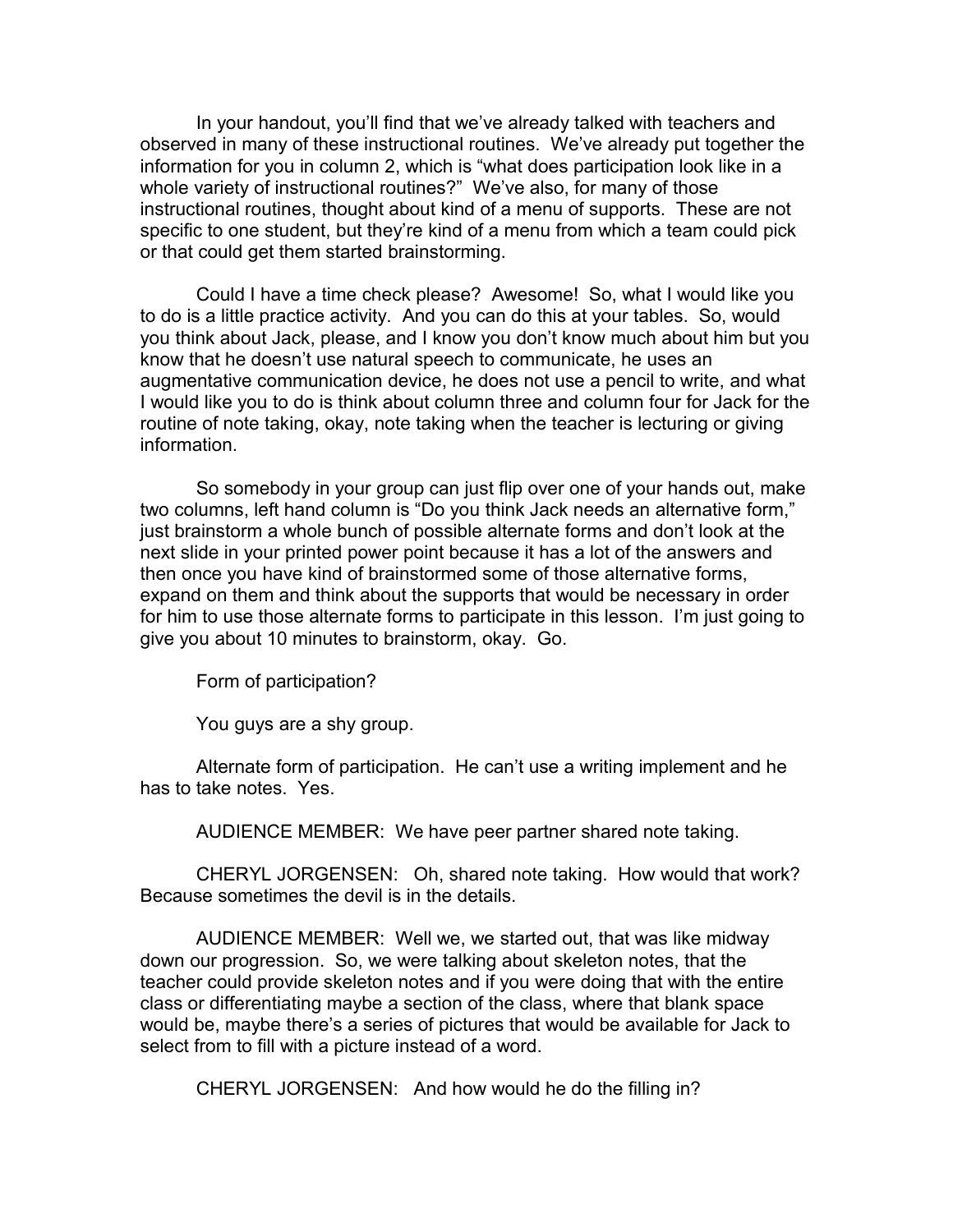In your handout, you'll find that we've already talked with teachers and observed in many of these instructional routines. We've already put together the information for you in column 2, which is "what does participation look like in a whole variety of instructional routines?" We've also, for many of those instructional routines, thought about kind of a menu of supports. These are not specific to one student, but they're kind of a menu from which a team could pick or that could get them started brainstorming.

Could I have a time check please? Awesome! So, what I would like you to do is a little practice activity. And you can do this at your tables. So, would you think about Jack, please, and I know you don't know much about him but you know that he doesn't use natural speech to communicate, he uses an augmentative communication device, he does not use a pencil to write, and what I would like you to do is think about column three and column four for Jack for the routine of note taking, okay, note taking when the teacher is lecturing or giving information.

So somebody in your group can just flip over one of your hands out, make two columns, left hand column is "Do you think Jack needs an alternative form," just brainstorm a whole bunch of possible alternate forms and don't look at the next slide in your printed power point because it has a lot of the answers and then once you have kind of brainstormed some of those alternative forms, expand on them and think about the supports that would be necessary in order for him to use those alternate forms to participate in this lesson. I'm just going to give you about 10 minutes to brainstorm, okay. Go.

Form of participation?

You guys are a shy group.

Alternate form of participation. He can't use a writing implement and he has to take notes. Yes.

AUDIENCE MEMBER: We have peer partner shared note taking.

CHERYL JORGENSEN: Oh, shared note taking. How would that work? Because sometimes the devil is in the details.

AUDIENCE MEMBER: Well we, we started out, that was like midway down our progression. So, we were talking about skeleton notes, that the teacher could provide skeleton notes and if you were doing that with the entire class or differentiating maybe a section of the class, where that blank space would be, maybe there's a series of pictures that would be available for Jack to select from to fill with a picture instead of a word.

CHERYL JORGENSEN: And how would he do the filling in?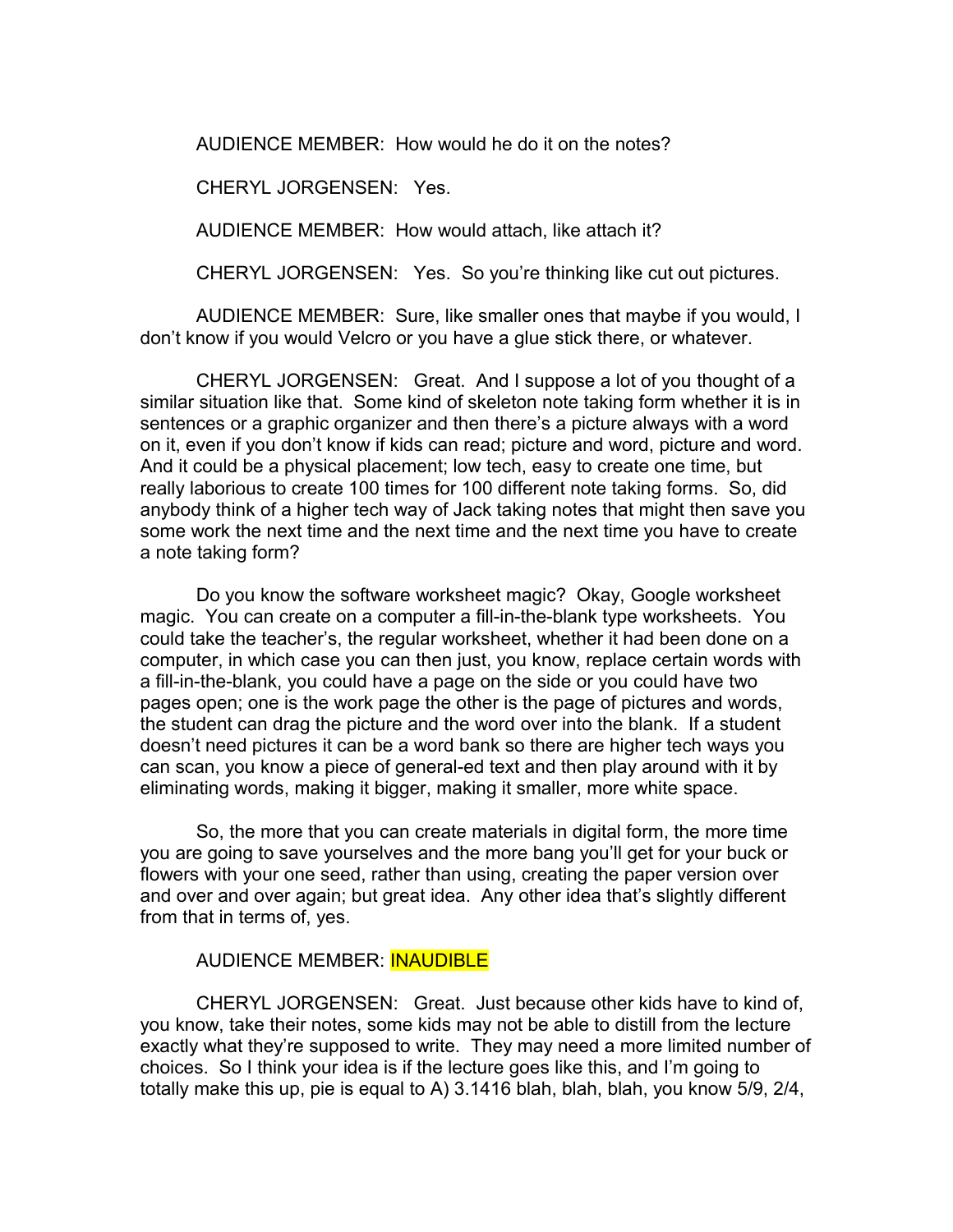AUDIENCE MEMBER: How would he do it on the notes?

CHERYL JORGENSEN: Yes.

AUDIENCE MEMBER: How would attach, like attach it?

CHERYL JORGENSEN: Yes. So you're thinking like cut out pictures.

AUDIENCE MEMBER: Sure, like smaller ones that maybe if you would, I don't know if you would Velcro or you have a glue stick there, or whatever.

CHERYL JORGENSEN: Great. And I suppose a lot of you thought of a similar situation like that. Some kind of skeleton note taking form whether it is in sentences or a graphic organizer and then there's a picture always with a word on it, even if you don't know if kids can read; picture and word, picture and word. And it could be a physical placement; low tech, easy to create one time, but really laborious to create 100 times for 100 different note taking forms. So, did anybody think of a higher tech way of Jack taking notes that might then save you some work the next time and the next time and the next time you have to create a note taking form?

Do you know the software worksheet magic? Okay, Google worksheet magic. You can create on a computer a fill-in-the-blank type worksheets. You could take the teacher's, the regular worksheet, whether it had been done on a computer, in which case you can then just, you know, replace certain words with a fill-in-the-blank, you could have a page on the side or you could have two pages open; one is the work page the other is the page of pictures and words, the student can drag the picture and the word over into the blank. If a student doesn't need pictures it can be a word bank so there are higher tech ways you can scan, you know a piece of general-ed text and then play around with it by eliminating words, making it bigger, making it smaller, more white space.

So, the more that you can create materials in digital form, the more time you are going to save yourselves and the more bang you'll get for your buck or flowers with your one seed, rather than using, creating the paper version over and over and over again; but great idea. Any other idea that's slightly different from that in terms of, yes.

AUDIENCE MEMBER: INAUDIBLE

CHERYL JORGENSEN: Great. Just because other kids have to kind of, you know, take their notes, some kids may not be able to distill from the lecture exactly what they're supposed to write. They may need a more limited number of choices. So I think your idea is if the lecture goes like this, and I'm going to totally make this up, pie is equal to A) 3.1416 blah, blah, blah, you know 5/9, 2/4,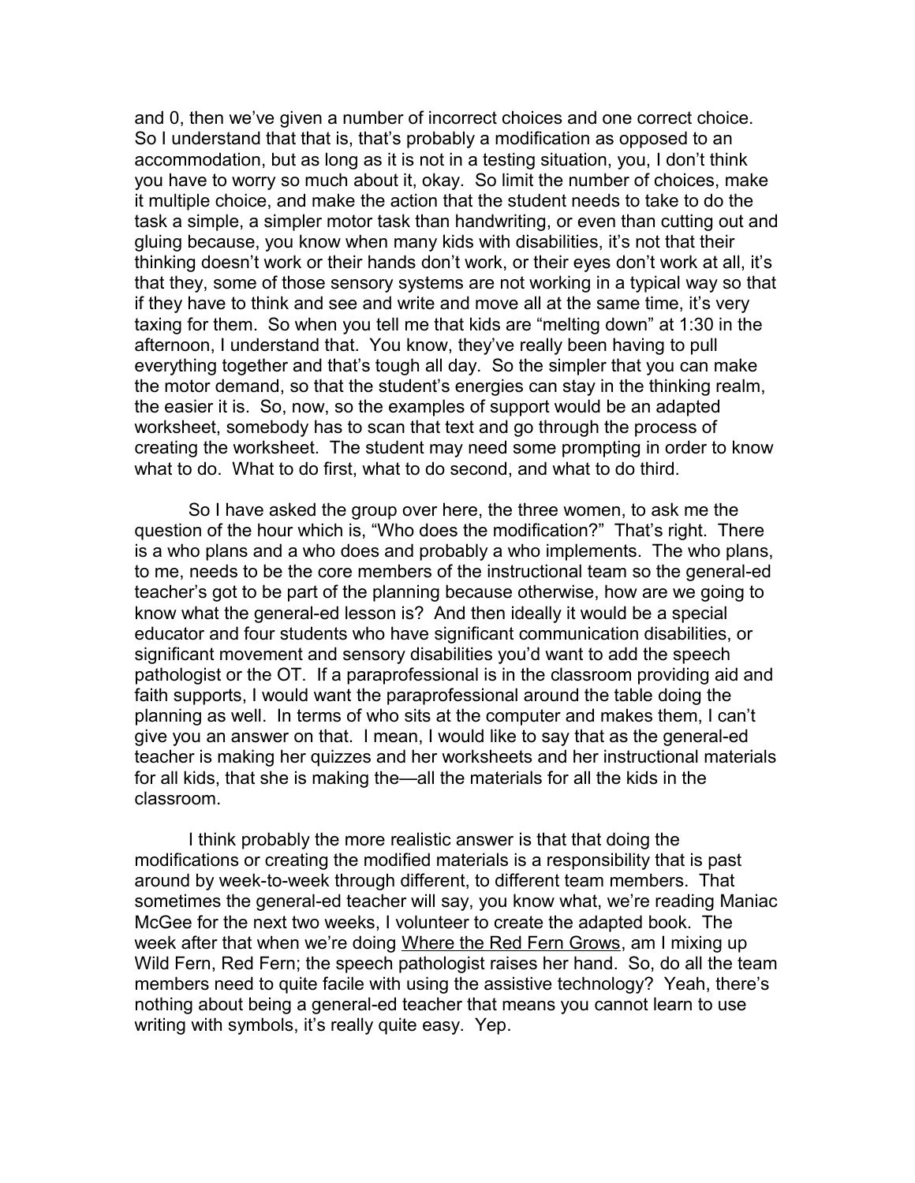and 0, then we've given a number of incorrect choices and one correct choice. So I understand that that is, that's probably a modification as opposed to an accommodation, but as long as it is not in a testing situation, you, I don't think you have to worry so much about it, okay. So limit the number of choices, make it multiple choice, and make the action that the student needs to take to do the task a simple, a simpler motor task than handwriting, or even than cutting out and gluing because, you know when many kids with disabilities, it's not that their thinking doesn't work or their hands don't work, or their eyes don't work at all, it's that they, some of those sensory systems are not working in a typical way so that if they have to think and see and write and move all at the same time, it's very taxing for them. So when you tell me that kids are "melting down" at 1:30 in the afternoon, I understand that. You know, they've really been having to pull everything together and that's tough all day. So the simpler that you can make the motor demand, so that the student's energies can stay in the thinking realm, the easier it is. So, now, so the examples of support would be an adapted worksheet, somebody has to scan that text and go through the process of creating the worksheet. The student may need some prompting in order to know what to do. What to do first, what to do second, and what to do third.

So I have asked the group over here, the three women, to ask me the question of the hour which is, "Who does the modification?" That's right. There is a who plans and a who does and probably a who implements. The who plans, to me, needs to be the core members of the instructional team so the general-ed teacher's got to be part of the planning because otherwise, how are we going to know what the general-ed lesson is? And then ideally it would be a special educator and four students who have significant communication disabilities, or significant movement and sensory disabilities you'd want to add the speech pathologist or the OT. If a paraprofessional is in the classroom providing aid and faith supports, I would want the paraprofessional around the table doing the planning as well. In terms of who sits at the computer and makes them, I can't give you an answer on that. I mean, I would like to say that as the general-ed teacher is making her quizzes and her worksheets and her instructional materials for all kids, that she is making the—all the materials for all the kids in the classroom.

I think probably the more realistic answer is that that doing the modifications or creating the modified materials is a responsibility that is past around by week-to-week through different, to different team members. That sometimes the general-ed teacher will say, you know what, we're reading Maniac McGee for the next two weeks, I volunteer to create the adapted book. The week after that when we're doing Where the Red Fern Grows, am I mixing up Wild Fern, Red Fern; the speech pathologist raises her hand. So, do all the team members need to quite facile with using the assistive technology? Yeah, there's nothing about being a general-ed teacher that means you cannot learn to use writing with symbols, it's really quite easy. Yep.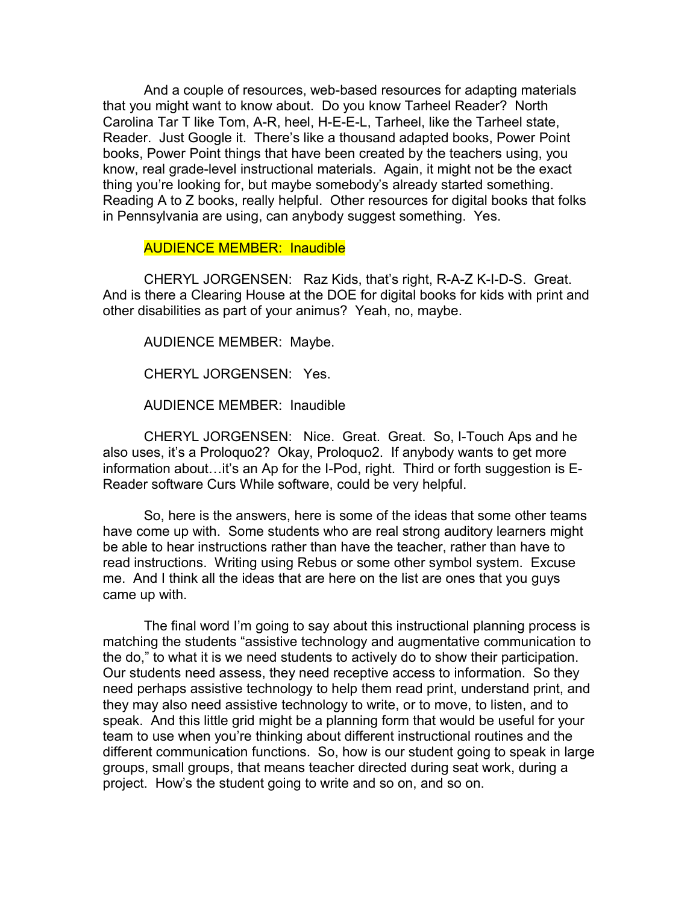And a couple of resources, web-based resources for adapting materials that you might want to know about. Do you know Tarheel Reader? North Carolina Tar T like Tom, A-R, heel, H-E-E-L, Tarheel, like the Tarheel state, Reader. Just Google it. There's like a thousand adapted books, Power Point books, Power Point things that have been created by the teachers using, you know, real grade-level instructional materials. Again, it might not be the exact thing you're looking for, but maybe somebody's already started something. Reading A to Z books, really helpful. Other resources for digital books that folks in Pennsylvania are using, can anybody suggest something. Yes.

AUDIENCE MEMBER: Inaudible

CHERYL JORGENSEN: Raz Kids, that's right, R-A-Z K-I-D-S. Great. And is there a Clearing House at the DOE for digital books for kids with print and other disabilities as part of your animus? Yeah, no, maybe.

AUDIENCE MEMBER: Maybe.

CHERYL JORGENSEN: Yes.

AUDIENCE MEMBER: Inaudible

CHERYL JORGENSEN: Nice. Great. Great. So, I-Touch Aps and he also uses, it's a Proloquo2? Okay, Proloquo2. If anybody wants to get more information about…it's an Ap for the I-Pod, right. Third or forth suggestion is E-Reader software Curs While software, could be very helpful.

So, here is the answers, here is some of the ideas that some other teams have come up with. Some students who are real strong auditory learners might be able to hear instructions rather than have the teacher, rather than have to read instructions. Writing using Rebus or some other symbol system. Excuse me. And I think all the ideas that are here on the list are ones that you guys came up with.

The final word I'm going to say about this instructional planning process is matching the students "assistive technology and augmentative communication to the do," to what it is we need students to actively do to show their participation. Our students need assess, they need receptive access to information. So they need perhaps assistive technology to help them read print, understand print, and they may also need assistive technology to write, or to move, to listen, and to speak. And this little grid might be a planning form that would be useful for your team to use when you're thinking about different instructional routines and the different communication functions. So, how is our student going to speak in large groups, small groups, that means teacher directed during seat work, during a project. How's the student going to write and so on, and so on.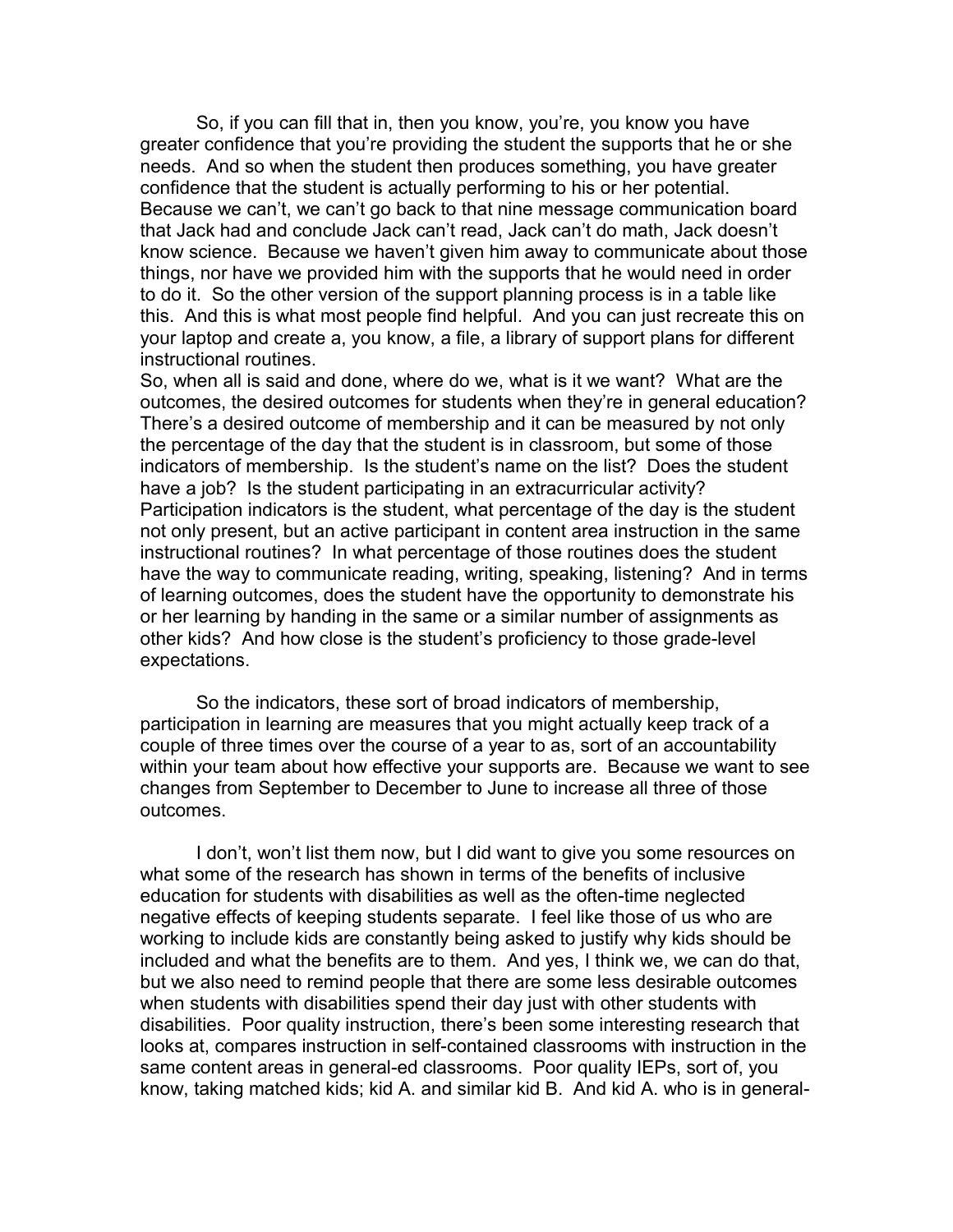So, if you can fill that in, then you know, you're, you know you have greater confidence that you're providing the student the supports that he or she needs. And so when the student then produces something, you have greater confidence that the student is actually performing to his or her potential. Because we can't, we can't go back to that nine message communication board that Jack had and conclude Jack can't read, Jack can't do math, Jack doesn't know science. Because we haven't given him away to communicate about those things, nor have we provided him with the supports that he would need in order to do it. So the other version of the support planning process is in a table like this. And this is what most people find helpful. And you can just recreate this on your laptop and create a, you know, a file, a library of support plans for different instructional routines.

So, when all is said and done, where do we, what is it we want? What are the outcomes, the desired outcomes for students when they're in general education? There's a desired outcome of membership and it can be measured by not only the percentage of the day that the student is in classroom, but some of those indicators of membership. Is the student's name on the list? Does the student have a job? Is the student participating in an extracurricular activity? Participation indicators is the student, what percentage of the day is the student not only present, but an active participant in content area instruction in the same instructional routines? In what percentage of those routines does the student have the way to communicate reading, writing, speaking, listening? And in terms of learning outcomes, does the student have the opportunity to demonstrate his or her learning by handing in the same or a similar number of assignments as other kids? And how close is the student's proficiency to those grade-level expectations.

So the indicators, these sort of broad indicators of membership, participation in learning are measures that you might actually keep track of a couple of three times over the course of a year to as, sort of an accountability within your team about how effective your supports are. Because we want to see changes from September to December to June to increase all three of those outcomes.

I don't, won't list them now, but I did want to give you some resources on what some of the research has shown in terms of the benefits of inclusive education for students with disabilities as well as the often-time neglected negative effects of keeping students separate. I feel like those of us who are working to include kids are constantly being asked to justify why kids should be included and what the benefits are to them. And yes, I think we, we can do that, but we also need to remind people that there are some less desirable outcomes when students with disabilities spend their day just with other students with disabilities. Poor quality instruction, there's been some interesting research that looks at, compares instruction in self-contained classrooms with instruction in the same content areas in general-ed classrooms. Poor quality IEPs, sort of, you know, taking matched kids; kid A. and similar kid B. And kid A. who is in general-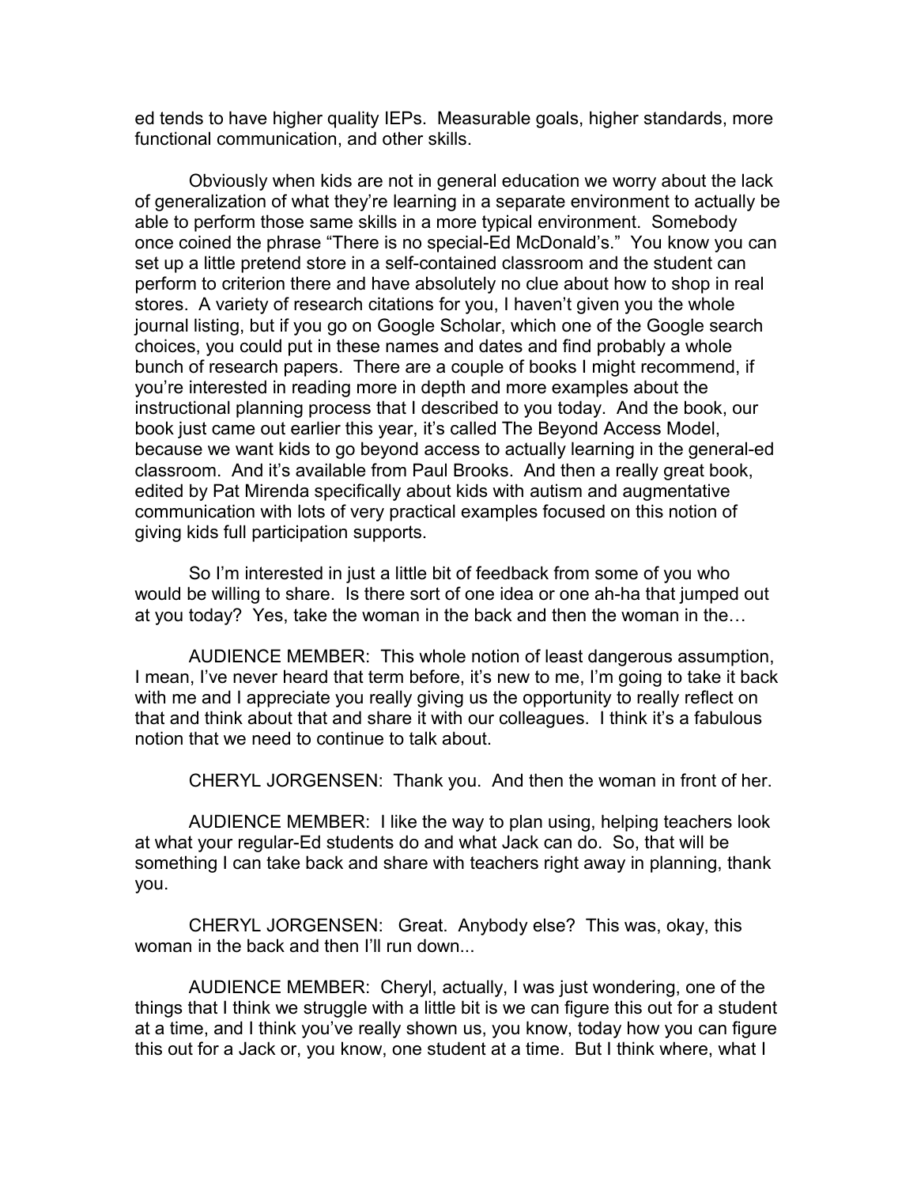ed tends to have higher quality IEPs. Measurable goals, higher standards, more functional communication, and other skills.

Obviously when kids are not in general education we worry about the lack of generalization of what they're learning in a separate environment to actually be able to perform those same skills in a more typical environment. Somebody once coined the phrase "There is no special-Ed McDonald's." You know you can set up a little pretend store in a self-contained classroom and the student can perform to criterion there and have absolutely no clue about how to shop in real stores. A variety of research citations for you, I haven't given you the whole journal listing, but if you go on Google Scholar, which one of the Google search choices, you could put in these names and dates and find probably a whole bunch of research papers. There are a couple of books I might recommend, if you're interested in reading more in depth and more examples about the instructional planning process that I described to you today. And the book, our book just came out earlier this year, it's called The Beyond Access Model, because we want kids to go beyond access to actually learning in the general-ed classroom. And it's available from Paul Brooks. And then a really great book, edited by Pat Mirenda specifically about kids with autism and augmentative communication with lots of very practical examples focused on this notion of giving kids full participation supports.

So I'm interested in just a little bit of feedback from some of you who would be willing to share. Is there sort of one idea or one ah-ha that jumped out at you today? Yes, take the woman in the back and then the woman in the…

AUDIENCE MEMBER: This whole notion of least dangerous assumption, I mean, I've never heard that term before, it's new to me, I'm going to take it back with me and I appreciate you really giving us the opportunity to really reflect on that and think about that and share it with our colleagues. I think it's a fabulous notion that we need to continue to talk about.

CHERYL JORGENSEN: Thank you. And then the woman in front of her.

AUDIENCE MEMBER: I like the way to plan using, helping teachers look at what your regular-Ed students do and what Jack can do. So, that will be something I can take back and share with teachers right away in planning, thank you.

CHERYL JORGENSEN: Great. Anybody else? This was, okay, this woman in the back and then I'll run down...

AUDIENCE MEMBER: Cheryl, actually, I was just wondering, one of the things that I think we struggle with a little bit is we can figure this out for a student at a time, and I think you've really shown us, you know, today how you can figure this out for a Jack or, you know, one student at a time. But I think where, what I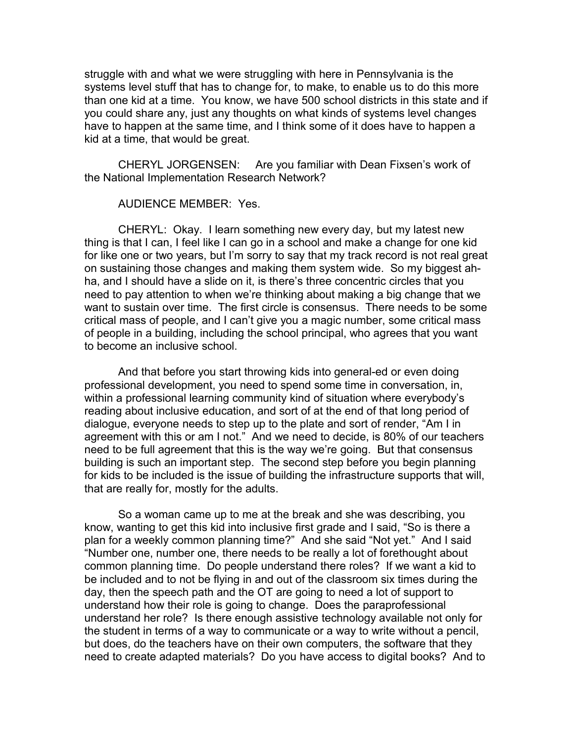struggle with and what we were struggling with here in Pennsylvania is the systems level stuff that has to change for, to make, to enable us to do this more than one kid at a time. You know, we have 500 school districts in this state and if you could share any, just any thoughts on what kinds of systems level changes have to happen at the same time, and I think some of it does have to happen a kid at a time, that would be great.

CHERYL JORGENSEN: Are you familiar with Dean Fixsen's work of the National Implementation Research Network?

AUDIENCE MEMBER: Yes.

CHERYL: Okay. I learn something new every day, but my latest new thing is that I can, I feel like I can go in a school and make a change for one kid for like one or two years, but I'm sorry to say that my track record is not real great on sustaining those changes and making them system wide. So my biggest ah-ha, and I should have a slide on it, is there's three concentric circles that you need to pay attention to when we're thinking about making a big change that we want to sustain over time. The first circle is consensus. There needs to be some critical mass of people, and I can't give you a magic number, some critical mass of people in a building, including the school principal, who agrees that you want to become an inclusive school.

And that before you start throwing kids into general-ed or even doing professional development, you need to spend some time in conversation, in, within a professional learning community kind of situation where everybody's reading about inclusive education, and sort of at the end of that long period of dialogue, everyone needs to step up to the plate and sort of render, "Am I in agreement with this or am I not." And we need to decide, is 80% of our teachers need to be full agreement that this is the way we're going. But that consensus building is such an important step. The second step before you begin planning for kids to be included is the issue of building the infrastructure supports that will, that are really for, mostly for the adults.

So a woman came up to me at the break and she was describing, you know, wanting to get this kid into inclusive first grade and I said, "So is there a plan for a weekly common planning time?" And she said "Not yet." And I said "Number one, number one, there needs to be really a lot of forethought about common planning time. Do people understand there roles? If we want a kid to be included and to not be flying in and out of the classroom six times during the day, then the speech path and the OT are going to need a lot of support to understand how their role is going to change. Does the paraprofessional understand her role? Is there enough assistive technology available not only for the student in terms of a way to communicate or a way to write without a pencil, but does, do the teachers have on their own computers, the software that they need to create adapted materials? Do you have access to digital books? And to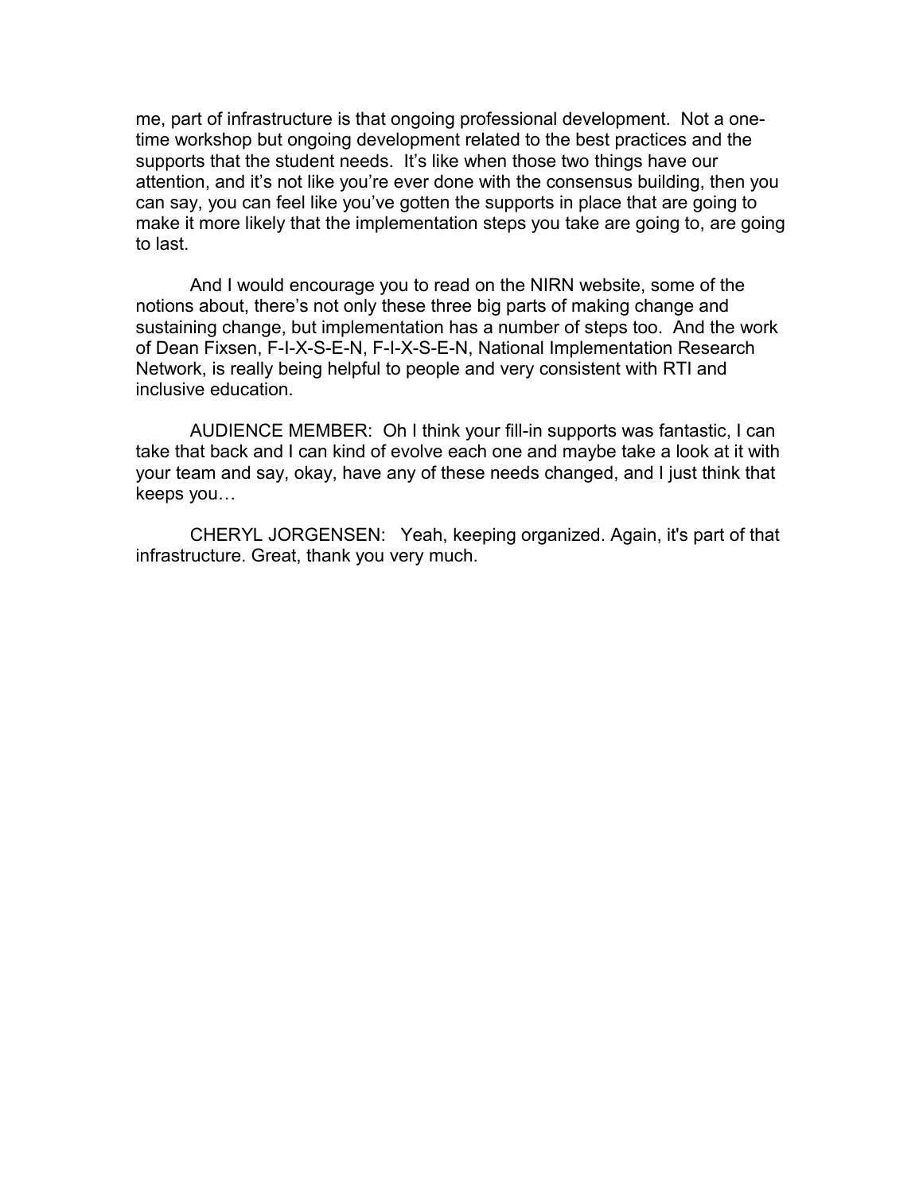me, part of infrastructure is that ongoing professional development. Not a one-time workshop but ongoing development related to the best practices and the supports that the student needs. It's like when those two things have our attention, and it's not like you're ever done with the consensus building, then you can say, you can feel like you've gotten the supports in place that are going to make it more likely that the implementation steps you take are going to, are going to last.

And I would encourage you to read on the NIRN website, some of the notions about, there's not only these three big parts of making change and sustaining change, but implementation has a number of steps too. And the work of Dean Fixsen, F-I-X-S-E-N, F-I-X-S-E-N, National Implementation Research Network, is really being helpful to people and very consistent with RTI and inclusive education.

AUDIENCE MEMBER: Oh I think your fill-in supports was fantastic, I can take that back and I can kind of evolve each one and maybe take a look at it with your team and say, okay, have any of these needs changed, and I just think that keeps you…

CHERYL JORGENSEN: Yeah, keeping organized. Again, it's part of that infrastructure. Great, thank you very much.